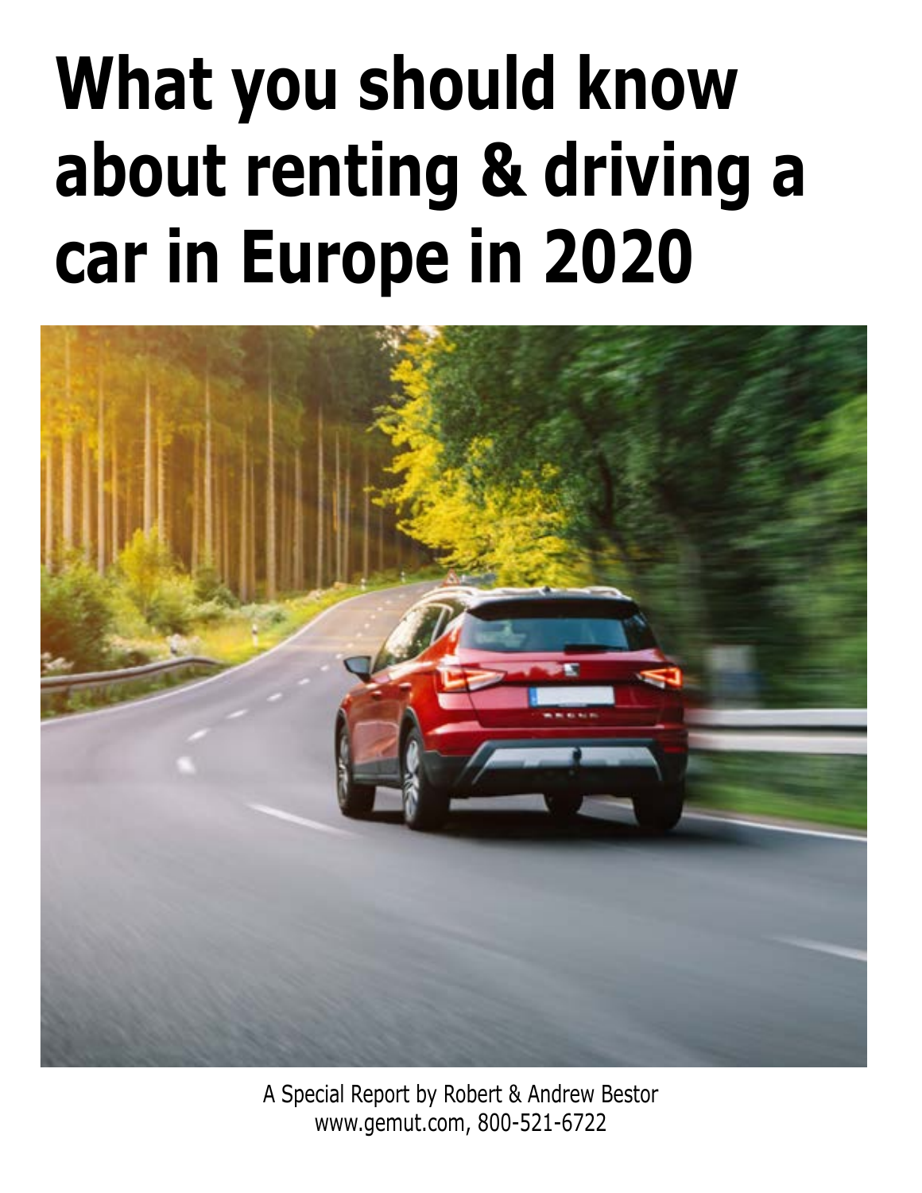# What you should know about renting & driving a car in Europe in 2020

A Special Report by Robert & Andrew Bestor
www.gemut.com, 800-521-6722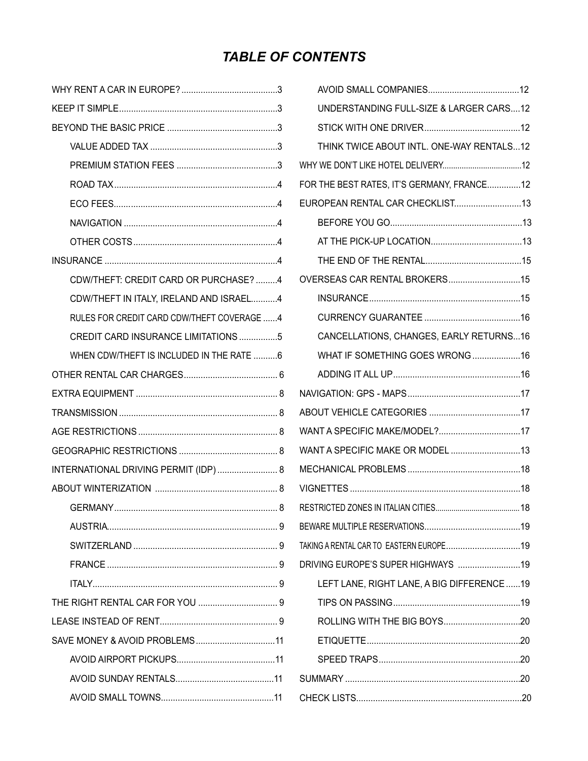# *TABLE OF CONTENTS*

- WHY RENT A CAR IN EUROPE? ........................................3
- KEEP IT SIMPLE..................................................................3
- BEYOND THE BASIC PRICE ..............................................3
  - VALUE ADDED TAX .....................................................3
  - PREMIUM STATION FEES ..........................................3
  - ROAD TAX....................................................................4
  - ECO FEES....................................................................4
  - NAVIGATION ................................................................4
  - OTHER COSTS............................................................4
- INSURANCE ........................................................................4
  - CDW/THEFT: CREDIT CARD OR PURCHASE? .........4
  - CDW/THEFT IN ITALY, IRELAND AND ISRAEL...........4
  - RULES FOR CREDIT CARD CDW/THEFT COVERAGE ......4
  - CREDIT CARD INSURANCE LIMITATIONS ................5
  - WHEN CDW/THEFT IS INCLUDED IN THE RATE ..........6
- OTHER RENTAL CAR CHARGES....................................... 6
- EXTRA EQUIPMENT ........................................................... 8
- TRANSMISSION .................................................................. 8
- AGE RESTRICTIONS .......................................................... 8
- GEOGRAPHIC RESTRICTIONS ......................................... 8
- INTERNATIONAL DRIVING PERMIT (IDP) ......................... 8
- ABOUT WINTERIZATION .................................................. 8
  - GERMANY.................................................................... 8
  - AUSTRIA...................................................................... 9
  - SWITZERLAND ............................................................ 9
  - FRANCE ....................................................................... 9
  - ITALY............................................................................ 9
- THE RIGHT RENTAL CAR FOR YOU ................................. 9
- LEASE INSTEAD OF RENT................................................. 9
- SAVE MONEY & AVOID PROBLEMS.................................11
  - AVOID AIRPORT PICKUPS.........................................11
  - AVOID SUNDAY RENTALS.........................................11
  - AVOID SMALL TOWNS...............................................11
  - AVOID SMALL COMPANIES......................................12
  - UNDERSTANDING FULL-SIZE & LARGER CARS....12
  - STICK WITH ONE DRIVER........................................12
  - THINK TWICE ABOUT INTL. ONE-WAY RENTALS...12
- WHY WE DON'T LIKE HOTEL DELIVERY......................................12
- FOR THE BEST RATES, IT'S GERMANY, FRANCE..............12
- EUROPEAN RENTAL CAR CHECKLIST............................13
  - BEFORE YOU GO.......................................................13
  - AT THE PICK-UP LOCATION......................................13
  - THE END OF THE RENTAL........................................15
- OVERSEAS CAR RENTAL BROKERS..............................15
  - INSURANCE...............................................................15
  - CURRENCY GUARANTEE ........................................16
  - CANCELLATIONS, CHANGES, EARLY RETURNS...16
  - WHAT IF SOMETHING GOES WRONG....................16
  - ADDING IT ALL UP.....................................................16
- NAVIGATION: GPS - MAPS...............................................17
- ABOUT VEHICLE CATEGORIES ......................................17
- WANT A SPECIFIC MAKE/MODEL?..................................17
- WANT A SPECIFIC MAKE OR MODEL .............................13
- MECHANICAL PROBLEMS...............................................18
- VIGNETTES.......................................................................18
- RESTRICTED ZONES IN ITALIAN CITIES.........................................18
- BEWARE MULTIPLE RESERVATIONS........................................19
- TAKING A RENTAL CAR TO EASTERN EUROPE...............................19
- DRIVING EUROPE'S SUPER HIGHWAYS ..........................19
  - LEFT LANE, RIGHT LANE, A BIG DIFFERENCE......19
  - TIPS ON PASSING.....................................................19
  - ROLLING WITH THE BIG BOYS................................20
  - ETIQUETTE................................................................20
  - SPEED TRAPS...........................................................20
- SUMMARY .........................................................................20
- CHECK LISTS.....................................................................20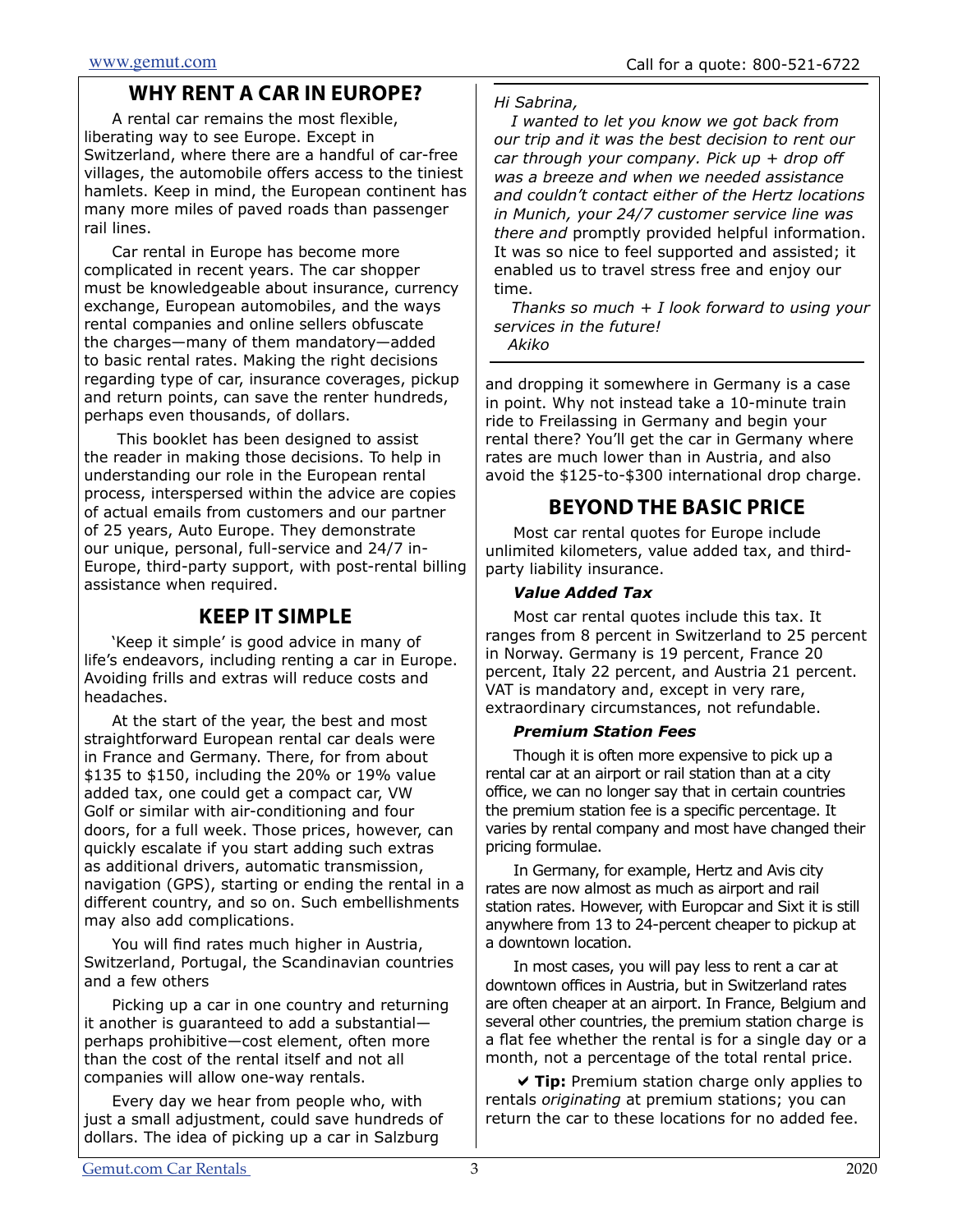## WHY RENT A CAR IN EUROPE?

A rental car remains the most flexible, liberating way to see Europe. Except in Switzerland, where there are a handful of car-free villages, the automobile offers access to the tiniest hamlets. Keep in mind, the European continent has many more miles of paved roads than passenger rail lines.

Car rental in Europe has become more complicated in recent years. The car shopper must be knowledgeable about insurance, currency exchange, European automobiles, and the ways rental companies and online sellers obfuscate the charges—many of them mandatory—added to basic rental rates. Making the right decisions regarding type of car, insurance coverages, pickup and return points, can save the renter hundreds, perhaps even thousands, of dollars.

This booklet has been designed to assist the reader in making those decisions. To help in understanding our role in the European rental process, interspersed within the advice are copies of actual emails from customers and our partner of 25 years, Auto Europe. They demonstrate our unique, personal, full-service and 24/7 in-Europe, third-party support, with post-rental billing assistance when required.

## KEEP IT SIMPLE

'Keep it simple' is good advice in many of life's endeavors, including renting a car in Europe. Avoiding frills and extras will reduce costs and headaches.

At the start of the year, the best and most straightforward European rental car deals were in France and Germany. There, for from about $135 to $150, including the 20% or 19% value added tax, one could get a compact car, VW Golf or similar with air-conditioning and four doors, for a full week. Those prices, however, can quickly escalate if you start adding such extras as additional drivers, automatic transmission, navigation (GPS), starting or ending the rental in a different country, and so on. Such embellishments may also add complications.

You will find rates much higher in Austria, Switzerland, Portugal, the Scandinavian countries and a few others

Picking up a car in one country and returning it another is guaranteed to add a substantial—perhaps prohibitive—cost element, often more than the cost of the rental itself and not all companies will allow one-way rentals.

Every day we hear from people who, with just a small adjustment, could save hundreds of dollars. The idea of picking up a car in Salzburg and dropping it somewhere in Germany is a case in point. Why not instead take a 10-minute train ride to Freilassing in Germany and begin your rental there? You'll get the car in Germany where rates are much lower than in Austria, and also avoid the $125-to-$300 international drop charge.

---

*Hi Sabrina,*

*I wanted to let you know we got back from our trip and it was the best decision to rent our car through your company. Pick up + drop off was a breeze and when we needed assistance and couldn't contact either of the Hertz locations in Munich, your 24/7 customer service line was there and* promptly provided helpful information. It was so nice to feel supported and assisted; it enabled us to travel stress free and enjoy our time.

*Thanks so much + I look forward to using your services in the future!*

*Akiko*

---

## BEYOND THE BASIC PRICE

Most car rental quotes for Europe include unlimited kilometers, value added tax, and third-party liability insurance.

***Value Added Tax***

Most car rental quotes include this tax. It ranges from 8 percent in Switzerland to 25 percent in Norway. Germany is 19 percent, France 20 percent, Italy 22 percent, and Austria 21 percent. VAT is mandatory and, except in very rare, extraordinary circumstances, not refundable.

***Premium Station Fees***

Though it is often more expensive to pick up a rental car at an airport or rail station than at a city office, we can no longer say that in certain countries the premium station fee is a specific percentage. It varies by rental company and most have changed their pricing formulae.

In Germany, for example, Hertz and Avis city rates are now almost as much as airport and rail station rates. However, with Europcar and Sixt it is still anywhere from 13 to 24-percent cheaper to pickup at a downtown location.

In most cases, you will pay less to rent a car at downtown offices in Austria, but in Switzerland rates are often cheaper at an airport. In France, Belgium and several other countries, the premium station charge is a flat fee whether the rental is for a single day or a month, not a percentage of the total rental price.

✔ **Tip:** Premium station charge only applies to rentals *originating* at premium stations; you can return the car to these locations for no added fee.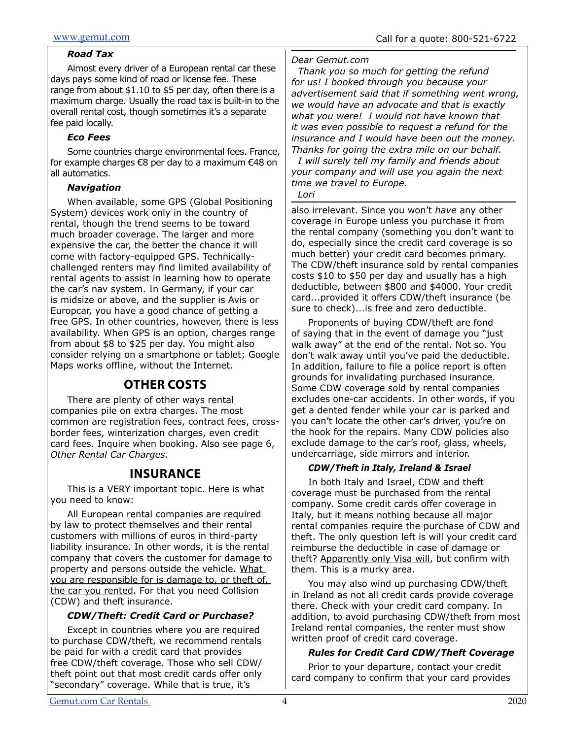### *Road Tax*

Almost every driver of a European rental car these days pays some kind of road or license fee. These range from about $1.10 to $5 per day, often there is a maximum charge. Usually the road tax is built-in to the overall rental cost, though sometimes it's a separate fee paid locally.

### *Eco Fees*

Some countries charge environmental fees. France, for example charges €8 per day to a maximum €48 on all automatics.

### *Navigation*

When available, some GPS (Global Positioning System) devices work only in the country of rental, though the trend seems to be toward much broader coverage. The larger and more expensive the car, the better the chance it will come with factory-equipped GPS. Technically-challenged renters may find limited availability of rental agents to assist in learning how to operate the car's nav system. In Germany, if your car is midsize or above, and the supplier is Avis or Europcar, you have a good chance of getting a free GPS. In other countries, however, there is less availability. When GPS is an option, charges range from about $8 to $25 per day. You might also consider relying on a smartphone or tablet; Google Maps works offline, without the Internet.

## OTHER COSTS

There are plenty of other ways rental companies pile on extra charges. The most common are registration fees, contract fees, cross-border fees, winterization charges, even credit card fees. Inquire when booking. Also see page 6, *Other Rental Car Charges*.

## INSURANCE

This is a VERY important topic. Here is what you need to know:

All European rental companies are required by law to protect themselves and their rental customers with millions of euros in third-party liability insurance. In other words, it is the rental company that covers the customer for damage to property and persons outside the vehicle. What you are responsible for is damage to, or theft of, the car you rented. For that you need Collision (CDW) and theft insurance.

### *CDW/Theft: Credit Card or Purchase?*

Except in countries where you are required to purchase CDW/theft, we recommend rentals be paid for with a credit card that provides free CDW/theft coverage. Those who sell CDW/theft point out that most credit cards offer only "secondary" coverage. While that is true, it's also irrelevant. Since you won't *have* any other coverage in Europe unless you purchase it from the rental company (something you don't want to do, especially since the credit card coverage is so much better) your credit card becomes primary. The CDW/theft insurance sold by rental companies costs $10 to $50 per day and usually has a high deductible, between $800 and $4000. Your credit card...provided it offers CDW/theft insurance (be sure to check)...is free and zero deductible.

Proponents of buying CDW/theft are fond of saying that in the event of damage you "just walk away" at the end of the rental. Not so. You don't walk away until you've paid the deductible. In addition, failure to file a police report is often grounds for invalidating purchased insurance. Some CDW coverage sold by rental companies excludes one-car accidents. In other words, if you get a dented fender while your car is parked and you can't locate the other car's driver, you're on the hook for the repairs. Many CDW policies also exclude damage to the car's roof, glass, wheels, undercarriage, side mirrors and interior.

*Dear Gemut.com*

*Thank you so much for getting the refund for us! I booked through you because your advertisement said that if something went wrong, we would have an advocate and that is exactly what you were! I would not have known that it was even possible to request a refund for the insurance and I would have been out the money. Thanks for going the extra mile on our behalf.*

*I will surely tell my family and friends about your company and will use you again the next time we travel to Europe.*

*Lori*

### *CDW/Theft in Italy, Ireland & Israel*

In both Italy and Israel, CDW and theft coverage must be purchased from the rental company. Some credit cards offer coverage in Italy, but it means nothing because all major rental companies require the purchase of CDW and theft. The only question left is will your credit card reimburse the deductible in case of damage or theft? Apparently only Visa will, but confirm with them. This is a murky area.

You may also wind up purchasing CDW/theft in Ireland as not all credit cards provide coverage there. Check with your credit card company. In addition, to avoid purchasing CDW/theft from most Ireland rental companies, the renter must show written proof of credit card coverage.

### *Rules for Credit Card CDW/Theft Coverage*

Prior to your departure, contact your credit card company to confirm that your card provides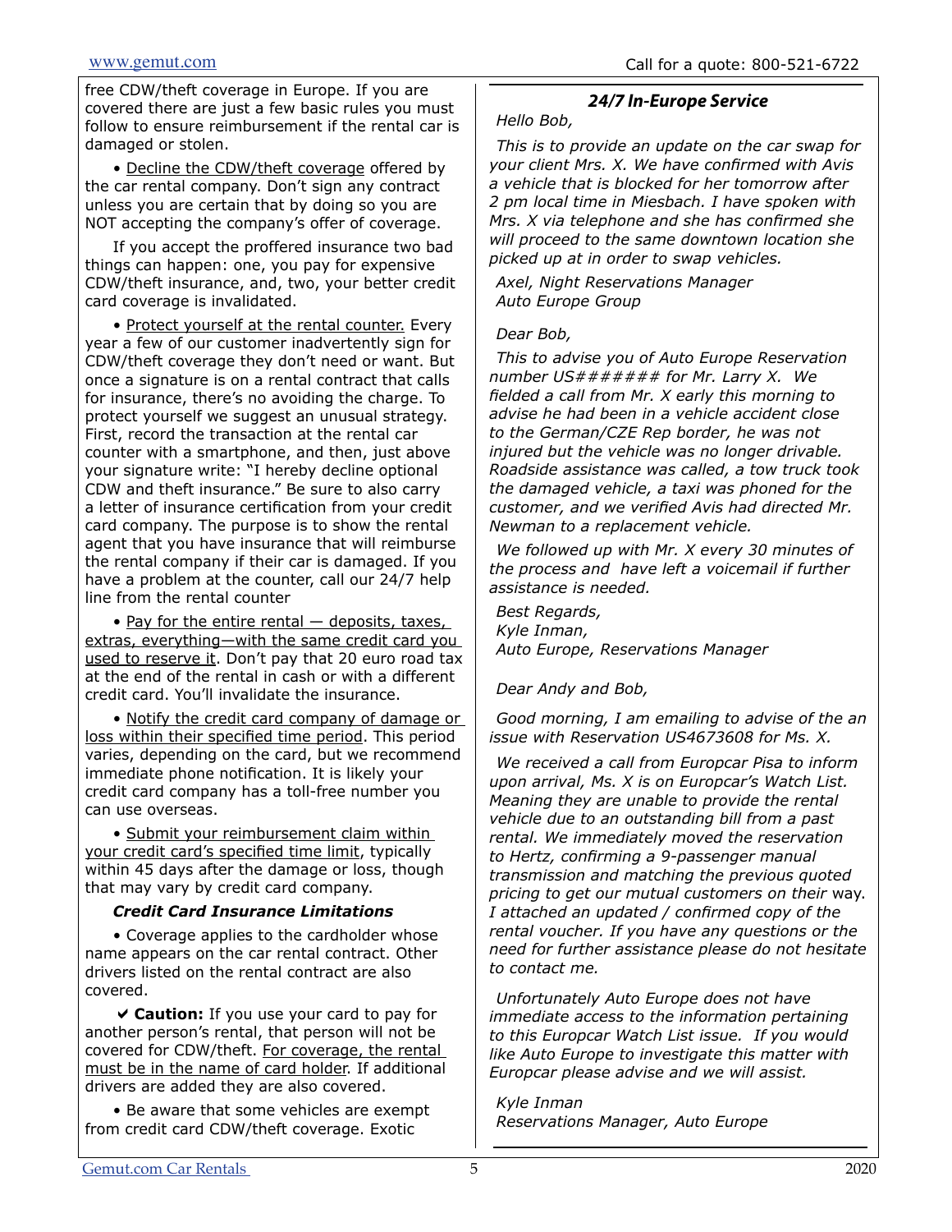free CDW/theft coverage in Europe. If you are covered there are just a few basic rules you must follow to ensure reimbursement if the rental car is damaged or stolen.

• Decline the CDW/theft coverage offered by the car rental company. Don't sign any contract unless you are certain that by doing so you are NOT accepting the company's offer of coverage.

If you accept the proffered insurance two bad things can happen: one, you pay for expensive CDW/theft insurance, and, two, your better credit card coverage is invalidated.

• Protect yourself at the rental counter. Every year a few of our customer inadvertently sign for CDW/theft coverage they don't need or want. But once a signature is on a rental contract that calls for insurance, there's no avoiding the charge. To protect yourself we suggest an unusual strategy. First, record the transaction at the rental car counter with a smartphone, and then, just above your signature write: "I hereby decline optional CDW and theft insurance." Be sure to also carry a letter of insurance certification from your credit card company. The purpose is to show the rental agent that you have insurance that will reimburse the rental company if their car is damaged. If you have a problem at the counter, call our 24/7 help line from the rental counter

• Pay for the entire rental — deposits, taxes, extras, everything—with the same credit card you used to reserve it. Don't pay that 20 euro road tax at the end of the rental in cash or with a different credit card. You'll invalidate the insurance.

• Notify the credit card company of damage or loss within their specified time period. This period varies, depending on the card, but we recommend immediate phone notification. It is likely your credit card company has a toll-free number you can use overseas.

• Submit your reimbursement claim within your credit card's specified time limit, typically within 45 days after the damage or loss, though that may vary by credit card company.

### *Credit Card Insurance Limitations*

• Coverage applies to the cardholder whose name appears on the car rental contract. Other drivers listed on the rental contract are also covered.

✔ **Caution:** If you use your card to pay for another person's rental, that person will not be covered for CDW/theft. For coverage, the rental must be in the name of card holder. If additional drivers are added they are also covered.

• Be aware that some vehicles are exempt from credit card CDW/theft coverage. Exotic

### *24/7 In-Europe Service*

*Hello Bob,*

*This is to provide an update on the car swap for your client Mrs. X. We have confirmed with Avis a vehicle that is blocked for her tomorrow after 2 pm local time in Miesbach. I have spoken with Mrs. X via telephone and she has confirmed she will proceed to the same downtown location she picked up at in order to swap vehicles.*

*Axel, Night Reservations Manager*
*Auto Europe Group*

*Dear Bob,*

*This to advise you of Auto Europe Reservation number US####### for Mr. Larry X. We fielded a call from Mr. X early this morning to advise he had been in a vehicle accident close to the German/CZE Rep border, he was not injured but the vehicle was no longer drivable. Roadside assistance was called, a tow truck took the damaged vehicle, a taxi was phoned for the customer, and we verified Avis had directed Mr. Newman to a replacement vehicle.*

*We followed up with Mr. X every 30 minutes of the process and have left a voicemail if further assistance is needed.*

*Best Regards,*
*Kyle Inman,*
*Auto Europe, Reservations Manager*

*Dear Andy and Bob,*

*Good morning, I am emailing to advise of the an issue with Reservation US4673608 for Ms. X.*

*We received a call from Europcar Pisa to inform upon arrival, Ms. X is on Europcar's Watch List. Meaning they are unable to provide the rental vehicle due to an outstanding bill from a past rental. We immediately moved the reservation to Hertz, confirming a 9-passenger manual transmission and matching the previous quoted pricing to get our mutual customers on their* way. *I attached an updated / confirmed copy of the rental voucher. If you have any questions or the need for further assistance please do not hesitate to contact me.*

*Unfortunately Auto Europe does not have immediate access to the information pertaining to this Europcar Watch List issue. If you would like Auto Europe to investigate this matter with Europcar please advise and we will assist.*

*Kyle Inman*
*Reservations Manager, Auto Europe*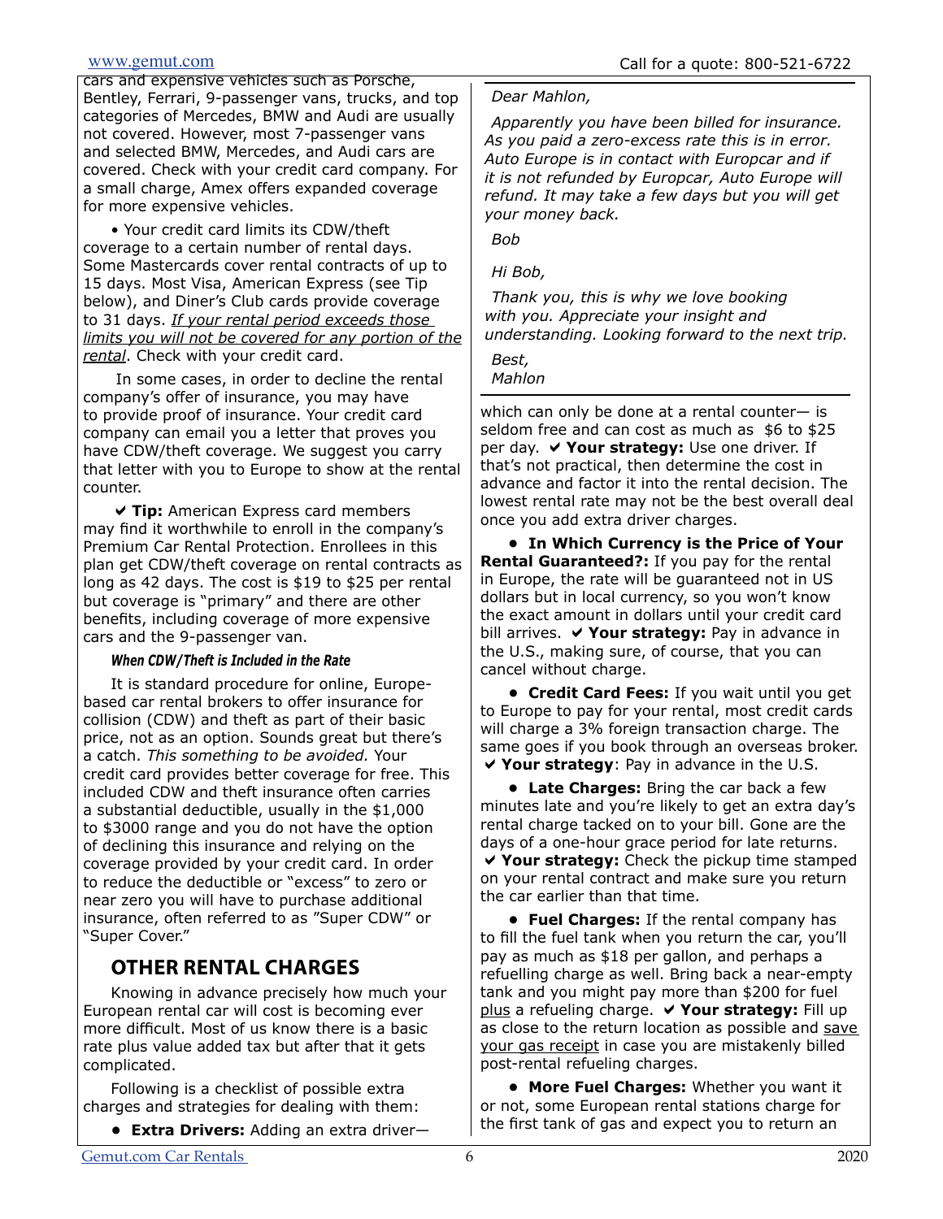cars and expensive vehicles such as Porsche, Bentley, Ferrari, 9-passenger vans, trucks, and top categories of Mercedes, BMW and Audi are usually not covered. However, most 7-passenger vans and selected BMW, Mercedes, and Audi cars are covered. Check with your credit card company. For a small charge, Amex offers expanded coverage for more expensive vehicles.

• Your credit card limits its CDW/theft coverage to a certain number of rental days. Some Mastercards cover rental contracts of up to 15 days. Most Visa, American Express (see Tip below), and Diner's Club cards provide coverage to 31 days. *If your rental period exceeds those limits you will not be covered for any portion of the rental*. Check with your credit card.

In some cases, in order to decline the rental company's offer of insurance, you may have to provide proof of insurance. Your credit card company can email you a letter that proves you have CDW/theft coverage. We suggest you carry that letter with you to Europe to show at the rental counter.

✔ **Tip:** American Express card members may find it worthwhile to enroll in the company's Premium Car Rental Protection. Enrollees in this plan get CDW/theft coverage on rental contracts as long as 42 days. The cost is $19 to $25 per rental but coverage is "primary" and there are other benefits, including coverage of more expensive cars and the 9-passenger van.

#### When CDW/Theft is Included in the Rate

It is standard procedure for online, Europe-based car rental brokers to offer insurance for collision (CDW) and theft as part of their basic price, not as an option. Sounds great but there's a catch. *This something to be avoided.* Your credit card provides better coverage for free. This included CDW and theft insurance often carries a substantial deductible, usually in the $1,000 to $3000 range and you do not have the option of declining this insurance and relying on the coverage provided by your credit card. In order to reduce the deductible or "excess" to zero or near zero you will have to purchase additional insurance, often referred to as "Super CDW" or "Super Cover."

## OTHER RENTAL CHARGES

Knowing in advance precisely how much your European rental car will cost is becoming ever more difficult. Most of us know there is a basic rate plus value added tax but after that it gets complicated.

Following is a checklist of possible extra charges and strategies for dealing with them:

- **Extra Drivers:** Adding an extra driver— which can only be done at a rental counter— is seldom free and can cost as much as $6 to $25 per day. ✔ **Your strategy:** Use one driver. If that's not practical, then determine the cost in advance and factor it into the rental decision. The lowest rental rate may not be the best overall deal once you add extra driver charges.

- **In Which Currency is the Price of Your Rental Guaranteed?:** If you pay for the rental in Europe, the rate will be guaranteed not in US dollars but in local currency, so you won't know the exact amount in dollars until your credit card bill arrives. ✔ **Your strategy:** Pay in advance in the U.S., making sure, of course, that you can cancel without charge.

- **Credit Card Fees:** If you wait until you get to Europe to pay for your rental, most credit cards will charge a 3% foreign transaction charge. The same goes if you book through an overseas broker. ✔ **Your strategy**: Pay in advance in the U.S.

- **Late Charges:** Bring the car back a few minutes late and you're likely to get an extra day's rental charge tacked on to your bill. Gone are the days of a one-hour grace period for late returns. ✔ **Your strategy:** Check the pickup time stamped on your rental contract and make sure you return the car earlier than that time.

- **Fuel Charges:** If the rental company has to fill the fuel tank when you return the car, you'll pay as much as $18 per gallon, and perhaps a refuelling charge as well. Bring back a near-empty tank and you might pay more than $200 for fuel plus a refueling charge. ✔ **Your strategy:** Fill up as close to the return location as possible and save your gas receipt in case you are mistakenly billed post-rental refueling charges.

- **More Fuel Charges:** Whether you want it or not, some European rental stations charge for the first tank of gas and expect you to return an

---

*Dear Mahlon,*

*Apparently you have been billed for insurance. As you paid a zero-excess rate this is in error. Auto Europe is in contact with Europcar and if it is not refunded by Europcar, Auto Europe will refund. It may take a few days but you will get your money back.*

*Bob*

*Hi Bob,*

*Thank you, this is why we love booking with you. Appreciate your insight and understanding. Looking forward to the next trip.*

*Best,*
*Mahlon*

---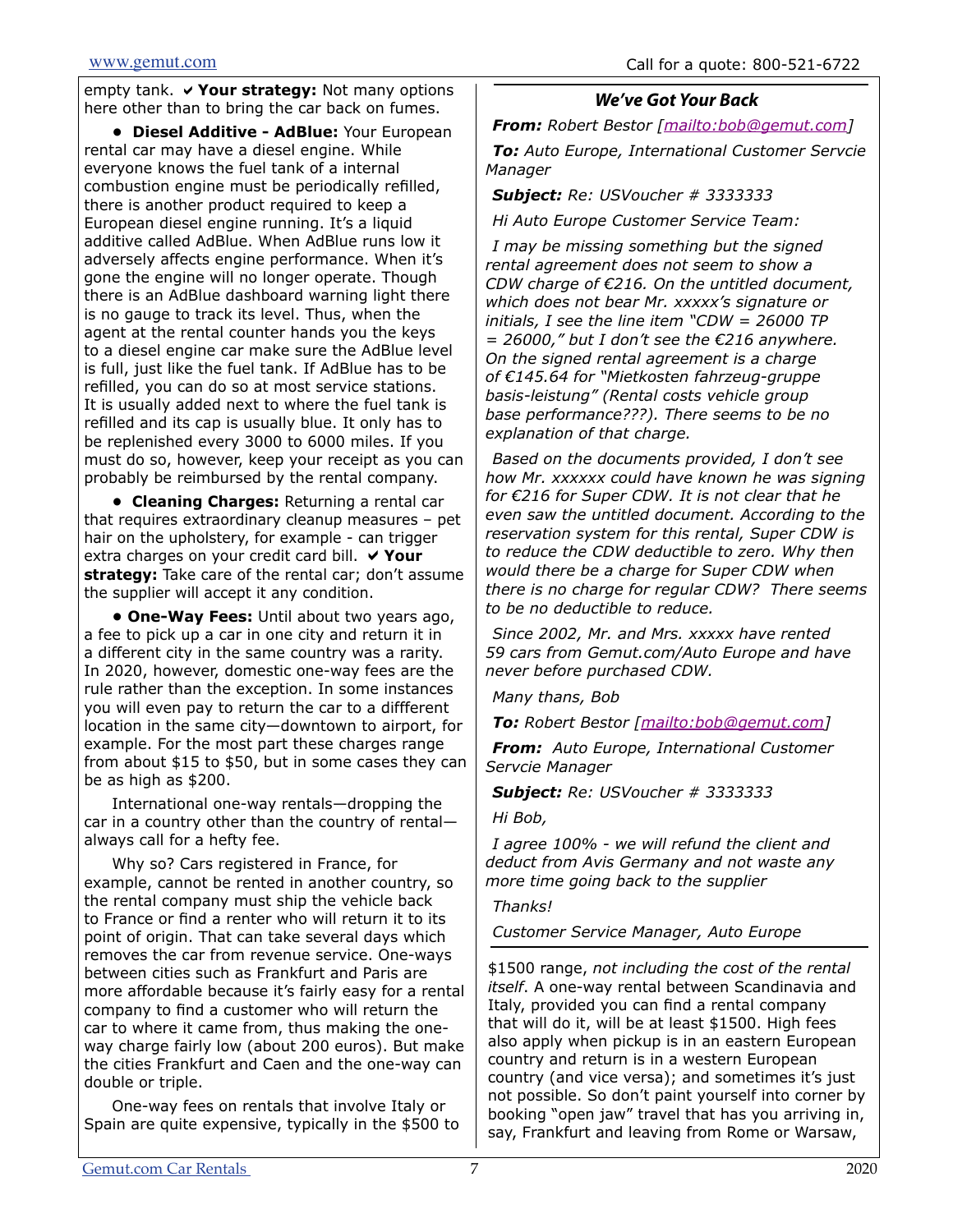empty tank. ✔ **Your strategy:** Not many options here other than to bring the car back on fumes.

- **Diesel Additive - AdBlue:** Your European rental car may have a diesel engine. While everyone knows the fuel tank of a internal combustion engine must be periodically refilled, there is another product required to keep a European diesel engine running. It's a liquid additive called AdBlue. When AdBlue runs low it adversely affects engine performance. When it's gone the engine will no longer operate. Though there is an AdBlue dashboard warning light there is no gauge to track its level. Thus, when the agent at the rental counter hands you the keys to a diesel engine car make sure the AdBlue level is full, just like the fuel tank. If AdBlue has to be refilled, you can do so at most service stations. It is usually added next to where the fuel tank is refilled and its cap is usually blue. It only has to be replenished every 3000 to 6000 miles. If you must do so, however, keep your receipt as you can probably be reimbursed by the rental company.

- **Cleaning Charges:** Returning a rental car that requires extraordinary cleanup measures – pet hair on the upholstery, for example - can trigger extra charges on your credit card bill. ✔ **Your strategy:** Take care of the rental car; don't assume the supplier will accept it any condition.

- **One-Way Fees:** Until about two years ago, a fee to pick up a car in one city and return it in a different city in the same country was a rarity. In 2020, however, domestic one-way fees are the rule rather than the exception. In some instances you will even pay to return the car to a diffferent location in the same city—downtown to airport, for example. For the most part these charges range from about $15 to $50, but in some cases they can be as high as $200.

International one-way rentals—dropping the car in a country other than the country of rental—always call for a hefty fee.

Why so? Cars registered in France, for example, cannot be rented in another country, so the rental company must ship the vehicle back to France or find a renter who will return it to its point of origin. That can take several days which removes the car from revenue service. One-ways between cities such as Frankfurt and Paris are more affordable because it's fairly easy for a rental company to find a customer who will return the car to where it came from, thus making the one-way charge fairly low (about 200 euros). But make the cities Frankfurt and Caen and the one-way can double or triple.

One-way fees on rentals that involve Italy or Spain are quite expensive, typically in the $500 to $1500 range, *not including the cost of the rental itself*. A one-way rental between Scandinavia and Italy, provided you can find a rental company that will do it, will be at least $1500. High fees also apply when pickup is in an eastern European country and return is in a western European country (and vice versa); and sometimes it's just not possible. So don't paint yourself into corner by booking "open jaw" travel that has you arriving in, say, Frankfurt and leaving from Rome or Warsaw,

---

### *We've Got Your Back*

***From:*** *Robert Bestor [mailto:bob@gemut.com]*

***To:*** *Auto Europe, International Customer Servcie Manager*

***Subject:*** *Re: USVoucher # 3333333*

*Hi Auto Europe Customer Service Team:*

*I may be missing something but the signed rental agreement does not seem to show a CDW charge of €216. On the untitled document, which does not bear Mr. xxxxx's signature or initials, I see the line item "CDW = 26000 TP = 26000," but I don't see the €216 anywhere. On the signed rental agreement is a charge of €145.64 for "Mietkosten fahrzeug-gruppe basis-leistung" (Rental costs vehicle group base performance???). There seems to be no explanation of that charge.*

*Based on the documents provided, I don't see how Mr. xxxxxx could have known he was signing for €216 for Super CDW. It is not clear that he even saw the untitled document. According to the reservation system for this rental, Super CDW is to reduce the CDW deductible to zero. Why then would there be a charge for Super CDW when there is no charge for regular CDW? There seems to be no deductible to reduce.*

*Since 2002, Mr. and Mrs. xxxxx have rented 59 cars from Gemut.com/Auto Europe and have never before purchased CDW.*

*Many thans, Bob*

***To:*** *Robert Bestor [mailto:bob@gemut.com]*

***From:*** *Auto Europe, International Customer Servcie Manager*

***Subject:*** *Re: USVoucher # 3333333*

*Hi Bob,*

*I agree 100% - we will refund the client and deduct from Avis Germany and not waste any more time going back to the supplier*

*Thanks!*

*Customer Service Manager, Auto Europe*

---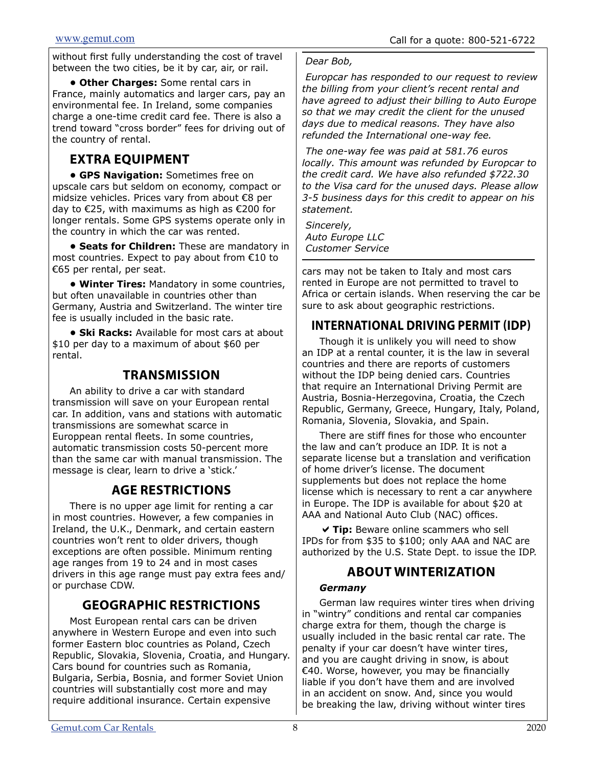without first fully understanding the cost of travel between the two cities, be it by car, air, or rail.

• **Other Charges:** Some rental cars in France, mainly automatics and larger cars, pay an environmental fee. In Ireland, some companies charge a one-time credit card fee. There is also a trend toward "cross border" fees for driving out of the country of rental.

## EXTRA EQUIPMENT

• **GPS Navigation:** Sometimes free on upscale cars but seldom on economy, compact or midsize vehicles. Prices vary from about €8 per day to €25, with maximums as high as €200 for longer rentals. Some GPS systems operate only in the country in which the car was rented.

• **Seats for Children:** These are mandatory in most countries. Expect to pay about from €10 to €65 per rental, per seat.

• **Winter Tires:** Mandatory in some countries, but often unavailable in countries other than Germany, Austria and Switzerland. The winter tire fee is usually included in the basic rate.

• **Ski Racks:** Available for most cars at about $10 per day to a maximum of about $60 per rental.

## TRANSMISSION

An ability to drive a car with standard transmission will save on your European rental car. In addition, vans and stations with automatic transmissions are somewhat scarce in Europpean rental fleets. In some countries, automatic transmission costs 50-percent more than the same car with manual transmission. The message is clear, learn to drive a 'stick.'

## AGE RESTRICTIONS

There is no upper age limit for renting a car in most countries. However, a few companies in Ireland, the U.K., Denmark, and certain eastern countries won't rent to older drivers, though exceptions are often possible. Minimum renting age ranges from 19 to 24 and in most cases drivers in this age range must pay extra fees and/or purchase CDW.

## GEOGRAPHIC RESTRICTIONS

Most European rental cars can be driven anywhere in Western Europe and even into such former Eastern bloc countries as Poland, Czech Republic, Slovakia, Slovenia, Croatia, and Hungary. Cars bound for countries such as Romania, Bulgaria, Serbia, Bosnia, and former Soviet Union countries will substantially cost more and may require additional insurance. Certain expensive cars may not be taken to Italy and most cars rented in Europe are not permitted to travel to Africa or certain islands. When reserving the car be sure to ask about geographic restrictions.

*Dear Bob,*

*Europcar has responded to our request to review the billing from your client's recent rental and have agreed to adjust their billing to Auto Europe so that we may credit the client for the unused days due to medical reasons. They have also refunded the International one-way fee.*

*The one-way fee was paid at 581.76 euros locally. This amount was refunded by Europcar to the credit card. We have also refunded $722.30 to the Visa card for the unused days. Please allow 3-5 business days for this credit to appear on his statement.*

*Sincerely,*
*Auto Europe LLC*
*Customer Service*

## INTERNATIONAL DRIVING PERMIT (IDP)

Though it is unlikely you will need to show an IDP at a rental counter, it is the law in several countries and there are reports of customers without the IDP being denied cars. Countries that require an International Driving Permit are Austria, Bosnia-Herzegovina, Croatia, the Czech Republic, Germany, Greece, Hungary, Italy, Poland, Romania, Slovenia, Slovakia, and Spain.

There are stiff fines for those who encounter the law and can't produce an IDP. It is not a separate license but a translation and verification of home driver's license. The document supplements but does not replace the home license which is necessary to rent a car anywhere in Europe. The IDP is available for about $20 at AAA and National Auto Club (NAC) offices.

✔ **Tip:** Beware online scammers who sell IPDs for from $35 to $100; only AAA and NAC are authorized by the U.S. State Dept. to issue the IDP.

## ABOUT WINTERIZATION

***Germany***

German law requires winter tires when driving in "wintry" conditions and rental car companies charge extra for them, though the charge is usually included in the basic rental car rate. The penalty if your car doesn't have winter tires, and you are caught driving in snow, is about €40. Worse, however, you may be financially liable if you don't have them and are involved in an accident on snow. And, since you would be breaking the law, driving without winter tires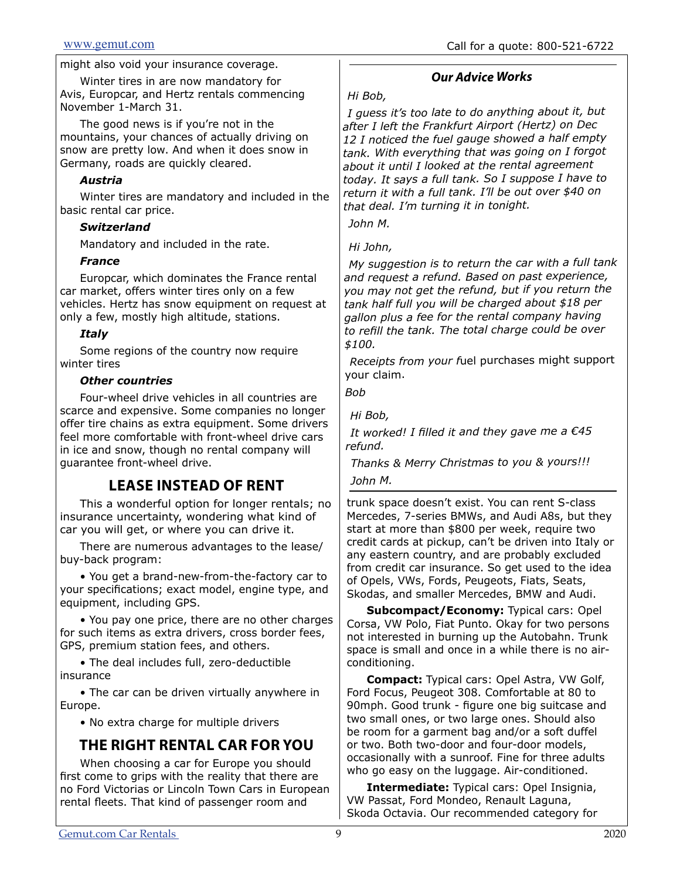might also void your insurance coverage.

Winter tires in are now mandatory for Avis, Europcar, and Hertz rentals commencing November 1-March 31.

The good news is if you're not in the mountains, your chances of actually driving on snow are pretty low. And when it does snow in Germany, roads are quickly cleared.

***Austria***

Winter tires are mandatory and included in the basic rental car price.

***Switzerland***

Mandatory and included in the rate.

***France***

Europcar, which dominates the France rental car market, offers winter tires only on a few vehicles. Hertz has snow equipment on request at only a few, mostly high altitude, stations.

***Italy***

Some regions of the country now require winter tires

***Other countries***

Four-wheel drive vehicles in all countries are scarce and expensive. Some companies no longer offer tire chains as extra equipment. Some drivers feel more comfortable with front-wheel drive cars in ice and snow, though no rental company will guarantee front-wheel drive.

## LEASE INSTEAD OF RENT

This a wonderful option for longer rentals; no insurance uncertainty, wondering what kind of car you will get, or where you can drive it.

There are numerous advantages to the lease/buy-back program:

- You get a brand-new-from-the-factory car to your specifications; exact model, engine type, and equipment, including GPS.
- You pay one price, there are no other charges for such items as extra drivers, cross border fees, GPS, premium station fees, and others.
- The deal includes full, zero-deductible insurance
- The car can be driven virtually anywhere in Europe.
- No extra charge for multiple drivers

## THE RIGHT RENTAL CAR FOR YOU

When choosing a car for Europe you should first come to grips with the reality that there are no Ford Victorias or Lincoln Town Cars in European rental fleets. That kind of passenger room and trunk space doesn't exist. You can rent S-class Mercedes, 7-series BMWs, and Audi A8s, but they start at more than $800 per week, require two credit cards at pickup, can't be driven into Italy or any eastern country, and are probably excluded from credit car insurance. So get used to the idea of Opels, VWs, Fords, Peugeots, Fiats, Seats, Skodas, and smaller Mercedes, BMW and Audi.

**Subcompact/Economy:** Typical cars: Opel Corsa, VW Polo, Fiat Punto. Okay for two persons not interested in burning up the Autobahn. Trunk space is small and once in a while there is no air-conditioning.

**Compact:** Typical cars: Opel Astra, VW Golf, Ford Focus, Peugeot 308. Comfortable at 80 to 90mph. Good trunk - figure one big suitcase and two small ones, or two large ones. Should also be room for a garment bag and/or a soft duffel or two. Both two-door and four-door models, occasionally with a sunroof. Fine for three adults who go easy on the luggage. Air-conditioned.

**Intermediate:** Typical cars: Opel Insignia, VW Passat, Ford Mondeo, Renault Laguna, Skoda Octavia. Our recommended category for

---

### *Our Advice Works*

*Hi Bob,*

*I guess it's too late to do anything about it, but after I left the Frankfurt Airport (Hertz) on Dec 12 I noticed the fuel gauge showed a half empty tank. With everything that was going on I forgot about it until I looked at the rental agreement today. It says a full tank. So I suppose I have to return it with a full tank. I'll be out over $40 on that deal. I'm turning it in tonight.*

*John M.*

*Hi John,*

*My suggestion is to return the car with a full tank and request a refund. Based on past experience, you may not get the refund, but if you return the tank half full you will be charged about $18 per gallon plus a fee for the rental company having to refill the tank. The total charge could be over $100.*

*Receipts from your f*uel purchases might support your claim.

*Bob*

*Hi Bob,*

*It worked! I filled it and they gave me a €45 refund.*

*Thanks & Merry Christmas to you & yours!!!*

*John M.*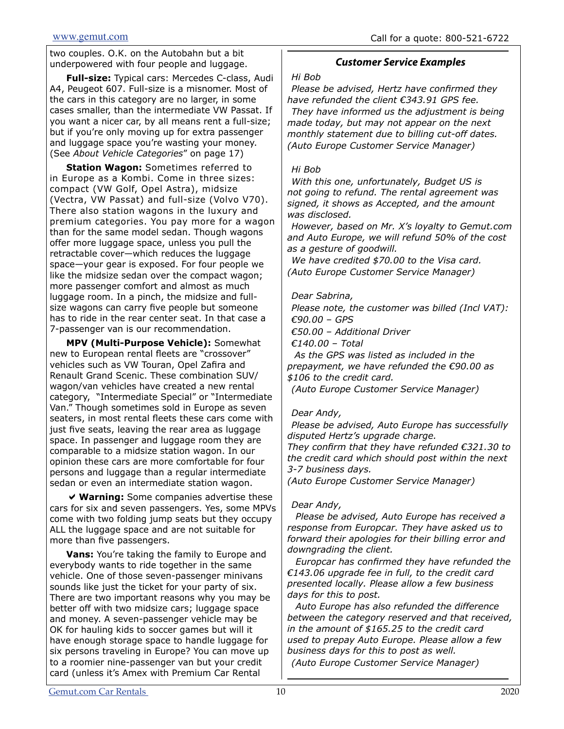two couples. O.K. on the Autobahn but a bit underpowered with four people and luggage.

**Full-size:** Typical cars: Mercedes C-class, Audi A4, Peugeot 607. Full-size is a misnomer. Most of the cars in this category are no larger, in some cases smaller, than the intermediate VW Passat. If you want a nicer car, by all means rent a full-size; but if you're only moving up for extra passenger and luggage space you're wasting your money. (See *About Vehicle Categories*" on page 17)

**Station Wagon:** Sometimes referred to in Europe as a Kombi. Come in three sizes: compact (VW Golf, Opel Astra), midsize (Vectra, VW Passat) and full-size (Volvo V70). There also station wagons in the luxury and premium categories. You pay more for a wagon than for the same model sedan. Though wagons offer more luggage space, unless you pull the retractable cover—which reduces the luggage space—your gear is exposed. For four people we like the midsize sedan over the compact wagon; more passenger comfort and almost as much luggage room. In a pinch, the midsize and full-size wagons can carry five people but someone has to ride in the rear center seat. In that case a 7-passenger van is our recommendation.

**MPV (Multi-Purpose Vehicle):** Somewhat new to European rental fleets are "crossover" vehicles such as VW Touran, Opel Zafira and Renault Grand Scenic. These combination SUV/wagon/van vehicles have created a new rental category, "Intermediate Special" or "Intermediate Van." Though sometimes sold in Europe as seven seaters, in most rental fleets these cars come with just five seats, leaving the rear area as luggage space. In passenger and luggage room they are comparable to a midsize station wagon. In our opinion these cars are more comfortable for four persons and luggage than a regular intermediate sedan or even an intermediate station wagon.

✔ **Warning:** Some companies advertise these cars for six and seven passengers. Yes, some MPVs come with two folding jump seats but they occupy ALL the luggage space and are not suitable for more than five passengers.

**Vans:** You're taking the family to Europe and everybody wants to ride together in the same vehicle. One of those seven-passenger minivans sounds like just the ticket for your party of six. There are two important reasons why you may be better off with two midsize cars; luggage space and money. A seven-passenger vehicle may be OK for hauling kids to soccer games but will it have enough storage space to handle luggage for six persons traveling in Europe? You can move up to a roomier nine-passenger van but your credit card (unless it's Amex with Premium Car Rental

### Customer Service Examples

*Hi Bob*

*Please be advised, Hertz have confirmed they have refunded the client €343.91 GPS fee.*

*They have informed us the adjustment is being made today, but may not appear on the next monthly statement due to billing cut-off dates.*

*(Auto Europe Customer Service Manager)*

*Hi Bob*

*With this one, unfortunately, Budget US is not going to refund. The rental agreement was signed, it shows as Accepted, and the amount was disclosed.*

*However, based on Mr. X's loyalty to Gemut.com and Auto Europe, we will refund 50% of the cost as a gesture of goodwill.*

*We have credited $70.00 to the Visa card.*

*(Auto Europe Customer Service Manager)*

*Dear Sabrina,*

*Please note, the customer was billed (Incl VAT):*

*€90.00 – GPS*

*€50.00 – Additional Driver*

*€140.00 – Total*

*As the GPS was listed as included in the prepayment, we have refunded the €90.00 as $106 to the credit card.*

*(Auto Europe Customer Service Manager)*

*Dear Andy,*

*Please be advised, Auto Europe has successfully disputed Hertz's upgrade charge.*

*They confirm that they have refunded €321.30 to the credit card which should post within the next 3-7 business days.*

*(Auto Europe Customer Service Manager)*

*Dear Andy,*

*Please be advised, Auto Europe has received a response from Europcar. They have asked us to forward their apologies for their billing error and downgrading the client.*

*Europcar has confirmed they have refunded the €143.06 upgrade fee in full, to the credit card presented locally. Please allow a few business days for this to post.*

*Auto Europe has also refunded the difference between the category reserved and that received, in the amount of $165.25 to the credit card used to prepay Auto Europe. Please allow a few business days for this to post as well.*

*(Auto Europe Customer Service Manager)*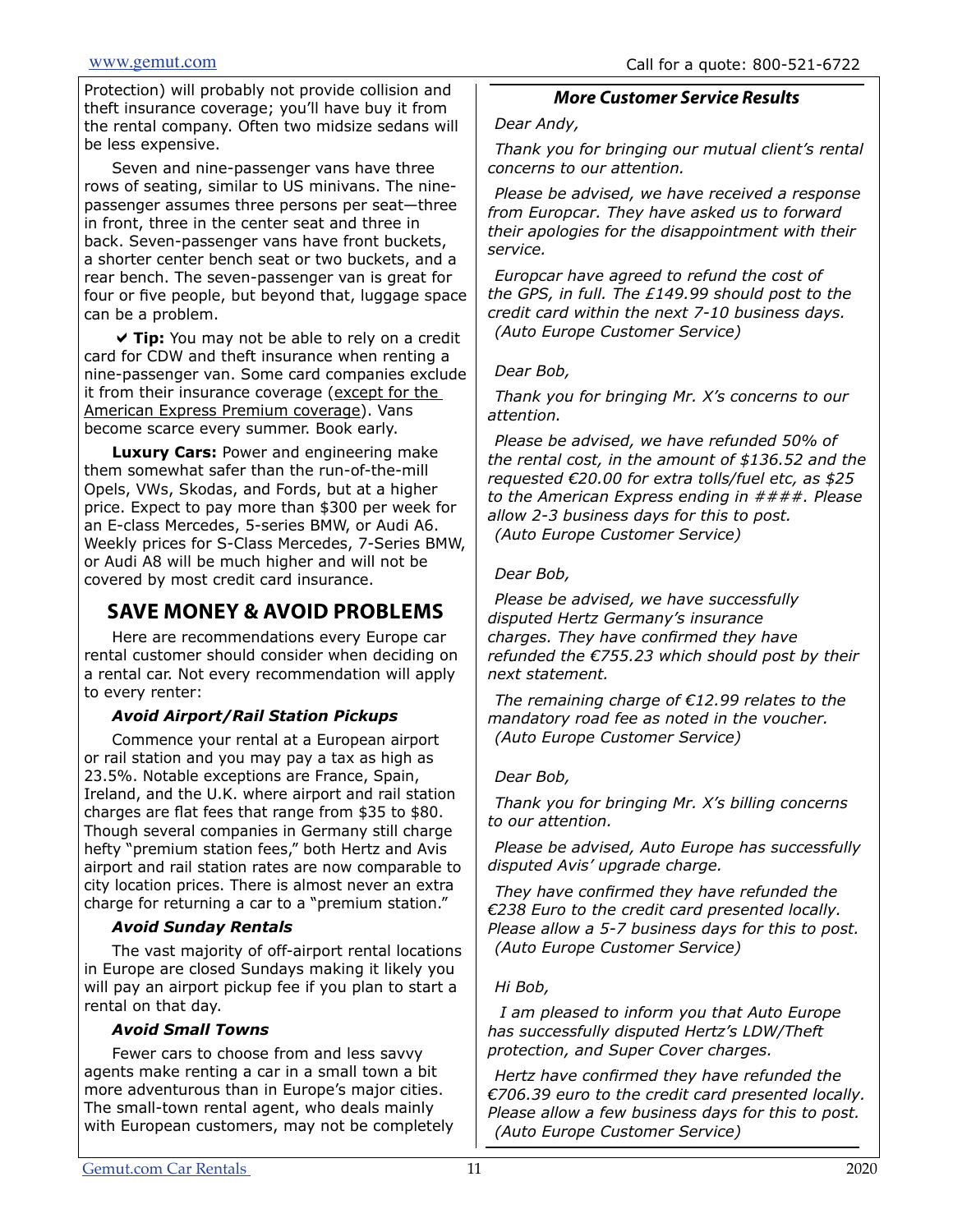Protection) will probably not provide collision and theft insurance coverage; you'll have buy it from the rental company. Often two midsize sedans will be less expensive.

Seven and nine-passenger vans have three rows of seating, similar to US minivans. The nine-passenger assumes three persons per seat—three in front, three in the center seat and three in back. Seven-passenger vans have front buckets, a shorter center bench seat or two buckets, and a rear bench. The seven-passenger van is great for four or five people, but beyond that, luggage space can be a problem.

✔ **Tip:** You may not be able to rely on a credit card for CDW and theft insurance when renting a nine-passenger van. Some card companies exclude it from their insurance coverage (except for the American Express Premium coverage). Vans become scarce every summer. Book early.

**Luxury Cars:** Power and engineering make them somewhat safer than the run-of-the-mill Opels, VWs, Skodas, and Fords, but at a higher price. Expect to pay more than $300 per week for an E-class Mercedes, 5-series BMW, or Audi A6. Weekly prices for S-Class Mercedes, 7-Series BMW, or Audi A8 will be much higher and will not be covered by most credit card insurance.

## SAVE MONEY & AVOID PROBLEMS

Here are recommendations every Europe car rental customer should consider when deciding on a rental car. Not every recommendation will apply to every renter:

### *Avoid Airport/Rail Station Pickups*

Commence your rental at a European airport or rail station and you may pay a tax as high as 23.5%. Notable exceptions are France, Spain, Ireland, and the U.K. where airport and rail station charges are flat fees that range from $35 to $80. Though several companies in Germany still charge hefty "premium station fees," both Hertz and Avis airport and rail station rates are now comparable to city location prices. There is almost never an extra charge for returning a car to a "premium station."

### *Avoid Sunday Rentals*

The vast majority of off-airport rental locations in Europe are closed Sundays making it likely you will pay an airport pickup fee if you plan to start a rental on that day.

### *Avoid Small Towns*

Fewer cars to choose from and less savvy agents make renting a car in a small town a bit more adventurous than in Europe's major cities. The small-town rental agent, who deals mainly with European customers, may not be completely

---

### *More Customer Service Results*

*Dear Andy,*

*Thank you for bringing our mutual client's rental concerns to our attention.*

*Please be advised, we have received a response from Europcar. They have asked us to forward their apologies for the disappointment with their service.*

*Europcar have agreed to refund the cost of the GPS, in full. The £149.99 should post to the credit card within the next 7-10 business days. (Auto Europe Customer Service)*

*Dear Bob,*

*Thank you for bringing Mr. X's concerns to our attention.*

*Please be advised, we have refunded 50% of the rental cost, in the amount of $136.52 and the requested €20.00 for extra tolls/fuel etc, as $25 to the American Express ending in ####. Please allow 2-3 business days for this to post. (Auto Europe Customer Service)*

*Dear Bob,*

*Please be advised, we have successfully disputed Hertz Germany's insurance charges. They have confirmed they have refunded the €755.23 which should post by their next statement.*

*The remaining charge of €12.99 relates to the mandatory road fee as noted in the voucher. (Auto Europe Customer Service)*

*Dear Bob,*

*Thank you for bringing Mr. X's billing concerns to our attention.*

*Please be advised, Auto Europe has successfully disputed Avis' upgrade charge.*

*They have confirmed they have refunded the €238 Euro to the credit card presented locally. Please allow a 5-7 business days for this to post. (Auto Europe Customer Service)*

*Hi Bob,*

*I am pleased to inform you that Auto Europe has successfully disputed Hertz's LDW/Theft protection, and Super Cover charges.*

*Hertz have confirmed they have refunded the €706.39 euro to the credit card presented locally. Please allow a few business days for this to post. (Auto Europe Customer Service)*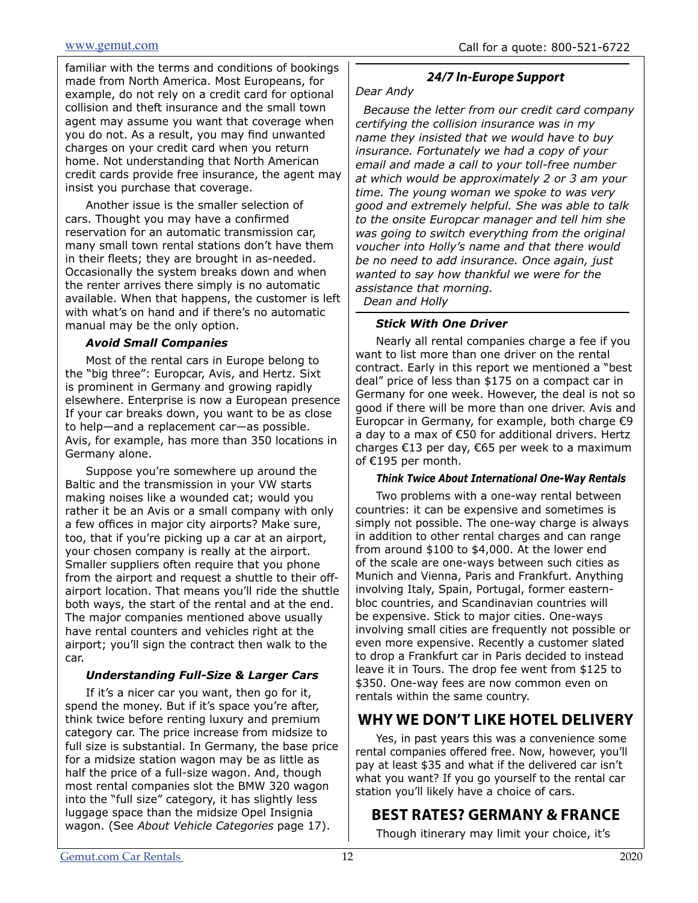familiar with the terms and conditions of bookings made from North America. Most Europeans, for example, do not rely on a credit card for optional collision and theft insurance and the small town agent may assume you want that coverage when you do not. As a result, you may find unwanted charges on your credit card when you return home. Not understanding that North American credit cards provide free insurance, the agent may insist you purchase that coverage.

Another issue is the smaller selection of cars. Thought you may have a confirmed reservation for an automatic transmission car, many small town rental stations don't have them in their fleets; they are brought in as-needed. Occasionally the system breaks down and when the renter arrives there simply is no automatic available. When that happens, the customer is left with what's on hand and if there's no automatic manual may be the only option.

### *Avoid Small Companies*

Most of the rental cars in Europe belong to the "big three": Europcar, Avis, and Hertz. Sixt is prominent in Germany and growing rapidly elsewhere. Enterprise is now a European presence If your car breaks down, you want to be as close to help—and a replacement car—as possible. Avis, for example, has more than 350 locations in Germany alone.

Suppose you're somewhere up around the Baltic and the transmission in your VW starts making noises like a wounded cat; would you rather it be an Avis or a small company with only a few offices in major city airports? Make sure, too, that if you're picking up a car at an airport, your chosen company is really at the airport. Smaller suppliers often require that you phone from the airport and request a shuttle to their off-airport location. That means you'll ride the shuttle both ways, the start of the rental and at the end. The major companies mentioned above usually have rental counters and vehicles right at the airport; you'll sign the contract then walk to the car.

### *Understanding Full-Size & Larger Cars*

If it's a nicer car you want, then go for it, spend the money. But if it's space you're after, think twice before renting luxury and premium category car. The price increase from midsize to full size is substantial. In Germany, the base price for a midsize station wagon may be as little as half the price of a full-size wagon. And, though most rental companies slot the BMW 320 wagon into the "full size" category, it has slightly less luggage space than the midsize Opel Insignia wagon. (See *About Vehicle Categories* page 17).

### *24/7 In-Europe Support*

*Dear Andy*

*Because the letter from our credit card company certifying the collision insurance was in my name they insisted that we would have to buy insurance. Fortunately we had a copy of your email and made a call to your toll-free number at which would be approximately 2 or 3 am your time. The young woman we spoke to was very good and extremely helpful. She was able to talk to the onsite Europcar manager and tell him she was going to switch everything from the original voucher into Holly's name and that there would be no need to add insurance. Once again, just wanted to say how thankful we were for the assistance that morning.*

*Dean and Holly*

### *Stick With One Driver*

Nearly all rental companies charge a fee if you want to list more than one driver on the rental contract. Early in this report we mentioned a "best deal" price of less than $175 on a compact car in Germany for one week. However, the deal is not so good if there will be more than one driver. Avis and Europcar in Germany, for example, both charge €9 a day to a max of €50 for additional drivers. Hertz charges €13 per day, €65 per week to a maximum of €195 per month.

### *Think Twice About International One-Way Rentals*

Two problems with a one-way rental between countries: it can be expensive and sometimes is simply not possible. The one-way charge is always in addition to other rental charges and can range from around $100 to $4,000. At the lower end of the scale are one-ways between such cities as Munich and Vienna, Paris and Frankfurt. Anything involving Italy, Spain, Portugal, former eastern-bloc countries, and Scandinavian countries will be expensive. Stick to major cities. One-ways involving small cities are frequently not possible or even more expensive. Recently a customer slated to drop a Frankfurt car in Paris decided to instead leave it in Tours. The drop fee went from $125 to $350. One-way fees are now common even on rentals within the same country.

## WHY WE DON'T LIKE HOTEL DELIVERY

Yes, in past years this was a convenience some rental companies offered free. Now, however, you'll pay at least $35 and what if the delivered car isn't what you want? If you go yourself to the rental car station you'll likely have a choice of cars.

## BEST RATES? GERMANY & FRANCE

Though itinerary may limit your choice, it's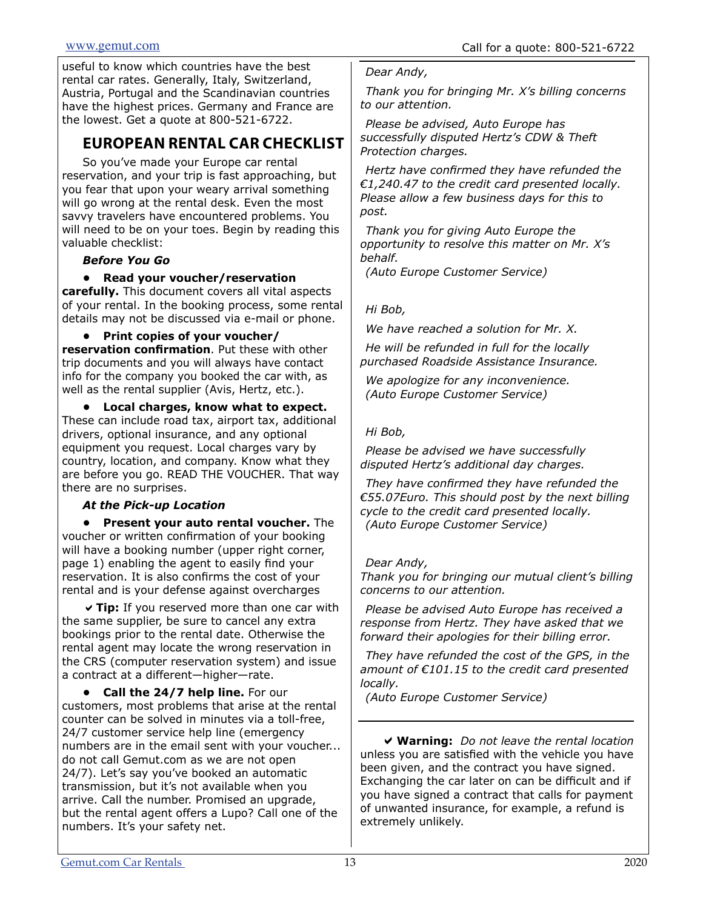useful to know which countries have the best rental car rates. Generally, Italy, Switzerland, Austria, Portugal and the Scandinavian countries have the highest prices. Germany and France are the lowest. Get a quote at 800-521-6722.

## EUROPEAN RENTAL CAR CHECKLIST

So you've made your Europe car rental reservation, and your trip is fast approaching, but you fear that upon your weary arrival something will go wrong at the rental desk. Even the most savvy travelers have encountered problems. You will need to be on your toes. Begin by reading this valuable checklist:

***Before You Go***

- **Read your voucher/reservation carefully.** This document covers all vital aspects of your rental. In the booking process, some rental details may not be discussed via e-mail or phone.
- **Print copies of your voucher/ reservation confirmation**. Put these with other trip documents and you will always have contact info for the company you booked the car with, as well as the rental supplier (Avis, Hertz, etc.).
- **Local charges, know what to expect.** These can include road tax, airport tax, additional drivers, optional insurance, and any optional equipment you request. Local charges vary by country, location, and company. Know what they are before you go. READ THE VOUCHER. That way there are no surprises.

***At the Pick-up Location***

- **Present your auto rental voucher.** The voucher or written confirmation of your booking will have a booking number (upper right corner, page 1) enabling the agent to easily find your reservation. It is also confirms the cost of your rental and is your defense against overcharges

✔ **Tip:** If you reserved more than one car with the same supplier, be sure to cancel any extra bookings prior to the rental date. Otherwise the rental agent may locate the wrong reservation in the CRS (computer reservation system) and issue a contract at a different—higher—rate.

- **Call the 24/7 help line.** For our customers, most problems that arise at the rental counter can be solved in minutes via a toll-free, 24/7 customer service help line (emergency numbers are in the email sent with your voucher... do not call Gemut.com as we are not open 24/7). Let's say you've booked an automatic transmission, but it's not available when you arrive. Call the number. Promised an upgrade, but the rental agent offers a Lupo? Call one of the numbers. It's your safety net.

---

*Dear Andy,*

*Thank you for bringing Mr. X's billing concerns to our attention.*

*Please be advised, Auto Europe has successfully disputed Hertz's CDW & Theft Protection charges.*

*Hertz have confirmed they have refunded the €1,240.47 to the credit card presented locally. Please allow a few business days for this to post.*

*Thank you for giving Auto Europe the opportunity to resolve this matter on Mr. X's behalf.*
*(Auto Europe Customer Service)*

*Hi Bob,*

*We have reached a solution for Mr. X.*

*He will be refunded in full for the locally purchased Roadside Assistance Insurance.*

*We apologize for any inconvenience.*
*(Auto Europe Customer Service)*

*Hi Bob,*

*Please be advised we have successfully disputed Hertz's additional day charges.*

*They have confirmed they have refunded the €55.07Euro. This should post by the next billing cycle to the credit card presented locally.*
*(Auto Europe Customer Service)*

*Dear Andy,*
*Thank you for bringing our mutual client's billing concerns to our attention.*

*Please be advised Auto Europe has received a response from Hertz. They have asked that we forward their apologies for their billing error.*

*They have refunded the cost of the GPS, in the amount of €101.15 to the credit card presented locally.*
*(Auto Europe Customer Service)*

---

✔ **Warning:** *Do not leave the rental location* unless you are satisfied with the vehicle you have been given, and the contract you have signed. Exchanging the car later on can be difficult and if you have signed a contract that calls for payment of unwanted insurance, for example, a refund is extremely unlikely.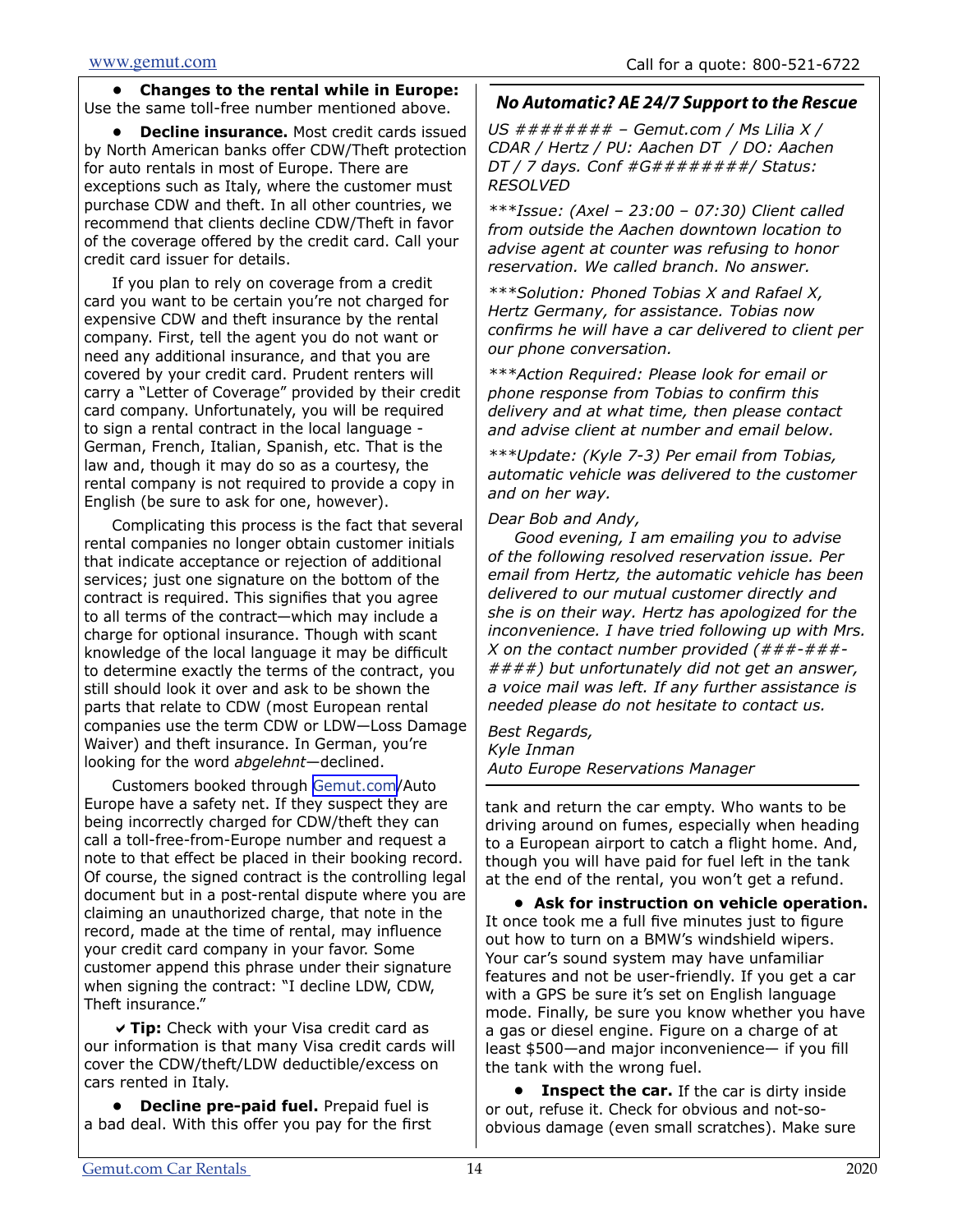- **Changes to the rental while in Europe:** Use the same toll-free number mentioned above.

- **Decline insurance.** Most credit cards issued by North American banks offer CDW/Theft protection for auto rentals in most of Europe. There are exceptions such as Italy, where the customer must purchase CDW and theft. In all other countries, we recommend that clients decline CDW/Theft in favor of the coverage offered by the credit card. Call your credit card issuer for details.

If you plan to rely on coverage from a credit card you want to be certain you're not charged for expensive CDW and theft insurance by the rental company. First, tell the agent you do not want or need any additional insurance, and that you are covered by your credit card. Prudent renters will carry a "Letter of Coverage" provided by their credit card company. Unfortunately, you will be required to sign a rental contract in the local language - German, French, Italian, Spanish, etc. That is the law and, though it may do so as a courtesy, the rental company is not required to provide a copy in English (be sure to ask for one, however).

Complicating this process is the fact that several rental companies no longer obtain customer initials that indicate acceptance or rejection of additional services; just one signature on the bottom of the contract is required. This signifies that you agree to all terms of the contract—which may include a charge for optional insurance. Though with scant knowledge of the local language it may be difficult to determine exactly the terms of the contract, you still should look it over and ask to be shown the parts that relate to CDW (most European rental companies use the term CDW or LDW—Loss Damage Waiver) and theft insurance. In German, you're looking for the word *abgelehnt*—declined.

Customers booked through Gemut.com/Auto Europe have a safety net. If they suspect they are being incorrectly charged for CDW/theft they can call a toll-free-from-Europe number and request a note to that effect be placed in their booking record. Of course, the signed contract is the controlling legal document but in a post-rental dispute where you are claiming an unauthorized charge, that note in the record, made at the time of rental, may influence your credit card company in your favor. Some customer append this phrase under their signature when signing the contract: "I decline LDW, CDW, Theft insurance."

✔ **Tip:** Check with your Visa credit card as our information is that many Visa credit cards will cover the CDW/theft/LDW deductible/excess on cars rented in Italy.

- **Decline pre-paid fuel.** Prepaid fuel is a bad deal. With this offer you pay for the first tank and return the car empty. Who wants to be driving around on fumes, especially when heading to a European airport to catch a flight home. And, though you will have paid for fuel left in the tank at the end of the rental, you won't get a refund.

- **Ask for instruction on vehicle operation.** It once took me a full five minutes just to figure out how to turn on a BMW's windshield wipers. Your car's sound system may have unfamiliar features and not be user-friendly. If you get a car with a GPS be sure it's set on English language mode. Finally, be sure you know whether you have a gas or diesel engine. Figure on a charge of at least $500—and major inconvenience— if you fill the tank with the wrong fuel.

- **Inspect the car.** If the car is dirty inside or out, refuse it. Check for obvious and not-so-obvious damage (even small scratches). Make sure

---

### *No Automatic? AE 24/7 Support to the Rescue*

*US ####### – Gemut.com / Ms Lilia X / CDAR / Hertz / PU: Aachen DT / DO: Aachen DT / 7 days. Conf #G########/ Status: RESOLVED*

*\*\*\*Issue: (Axel – 23:00 – 07:30) Client called from outside the Aachen downtown location to advise agent at counter was refusing to honor reservation. We called branch. No answer.*

*\*\*\*Solution: Phoned Tobias X and Rafael X, Hertz Germany, for assistance. Tobias now confirms he will have a car delivered to client per our phone conversation.*

*\*\*\*Action Required: Please look for email or phone response from Tobias to confirm this delivery and at what time, then please contact and advise client at number and email below.*

*\*\*\*Update: (Kyle 7-3) Per email from Tobias, automatic vehicle was delivered to the customer and on her way.*

*Dear Bob and Andy,*

*Good evening, I am emailing you to advise of the following resolved reservation issue. Per email from Hertz, the automatic vehicle has been delivered to our mutual customer directly and she is on their way. Hertz has apologized for the inconvenience. I have tried following up with Mrs. X on the contact number provided (###-###-####) but unfortunately did not get an answer, a voice mail was left. If any further assistance is needed please do not hesitate to contact us.*

*Best Regards,*
*Kyle Inman*
*Auto Europe Reservations Manager*

---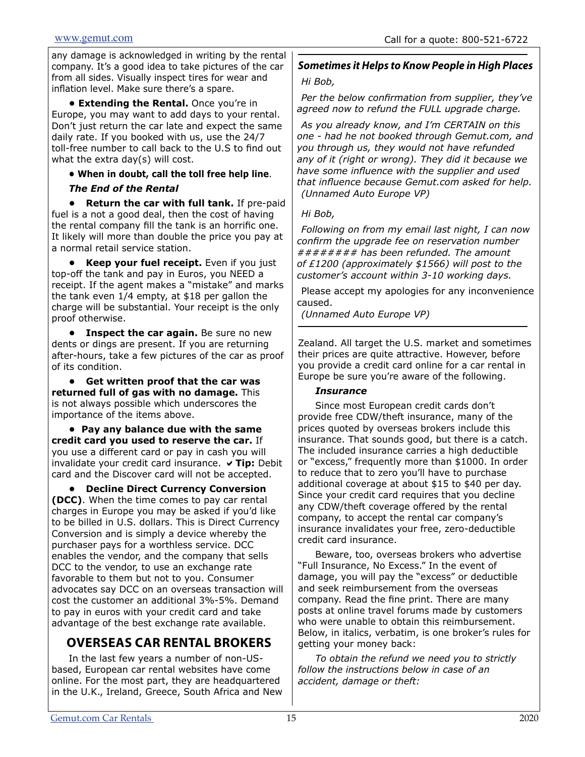any damage is acknowledged in writing by the rental company. It's a good idea to take pictures of the car from all sides. Visually inspect tires for wear and inflation level. Make sure there's a spare.

- **Extending the Rental.** Once you're in Europe, you may want to add days to your rental. Don't just return the car late and expect the same daily rate. If you booked with us, use the 24/7 toll-free number to call back to the U.S to find out what the extra day(s) will cost.

- **When in doubt, call the toll free help line**.

***The End of the Rental***

- **Return the car with full tank.** If pre-paid fuel is a not a good deal, then the cost of having the rental company fill the tank is an horrific one. It likely will more than double the price you pay at a normal retail service station.

- **Keep your fuel receipt.** Even if you just top-off the tank and pay in Euros, you NEED a receipt. If the agent makes a "mistake" and marks the tank even 1/4 empty, at $18 per gallon the charge will be substantial. Your receipt is the only proof otherwise.

- **Inspect the car again.** Be sure no new dents or dings are present. If you are returning after-hours, take a few pictures of the car as proof of its condition.

- **Get written proof that the car was returned full of gas with no damage.** This is not always possible which underscores the importance of the items above.

- **Pay any balance due with the same credit card you used to reserve the car.** If you use a different card or pay in cash you will invalidate your credit card insurance. ✔ **Tip:** Debit card and the Discover card will not be accepted.

- **Decline Direct Currency Conversion (DCC)**. When the time comes to pay car rental charges in Europe you may be asked if you'd like to be billed in U.S. dollars. This is Direct Currency Conversion and is simply a device whereby the purchaser pays for a worthless service. DCC enables the vendor, and the company that sells DCC to the vendor, to use an exchange rate favorable to them but not to you. Consumer advocates say DCC on an overseas transaction will cost the customer an additional 3%-5%. Demand to pay in euros with your credit card and take advantage of the best exchange rate available.

---

***Sometimes it Helps to Know People in High Places***

*Hi Bob,*

*Per the below confirmation from supplier, they've agreed now to refund the FULL upgrade charge.*

*As you already know, and I'm CERTAIN on this one - had he not booked through Gemut.com, and you through us, they would not have refunded any of it (right or wrong). They did it because we have some influence with the supplier and used that influence because Gemut.com asked for help. (Unnamed Auto Europe VP)*

*Hi Bob,*

*Following on from my email last night, I can now confirm the upgrade fee on reservation number ######## has been refunded. The amount of £1200 (approximately $1566) will post to the customer's account within 3-10 working days.*

Please accept my apologies for any inconvenience caused.

*(Unnamed Auto Europe VP)*

---

## OVERSEAS CAR RENTAL BROKERS

In the last few years a number of non-US-based, European car rental websites have come online. For the most part, they are headquartered in the U.K., Ireland, Greece, South Africa and New Zealand. All target the U.S. market and sometimes their prices are quite attractive. However, before you provide a credit card online for a car rental in Europe be sure you're aware of the following.

***Insurance***

Since most European credit cards don't provide free CDW/theft insurance, many of the prices quoted by overseas brokers include this insurance. That sounds good, but there is a catch. The included insurance carries a high deductible or "excess," frequently more than $1000. In order to reduce that to zero you'll have to purchase additional coverage at about $15 to $40 per day. Since your credit card requires that you decline any CDW/theft coverage offered by the rental company, to accept the rental car company's insurance invalidates your free, zero-deductible credit card insurance.

Beware, too, overseas brokers who advertise "Full Insurance, No Excess." In the event of damage, you will pay the "excess" or deductible and seek reimbursement from the overseas company. Read the fine print. There are many posts at online travel forums made by customers who were unable to obtain this reimbursement. Below, in italics, verbatim, is one broker's rules for getting your money back:

*To obtain the refund we need you to strictly follow the instructions below in case of an accident, damage or theft:*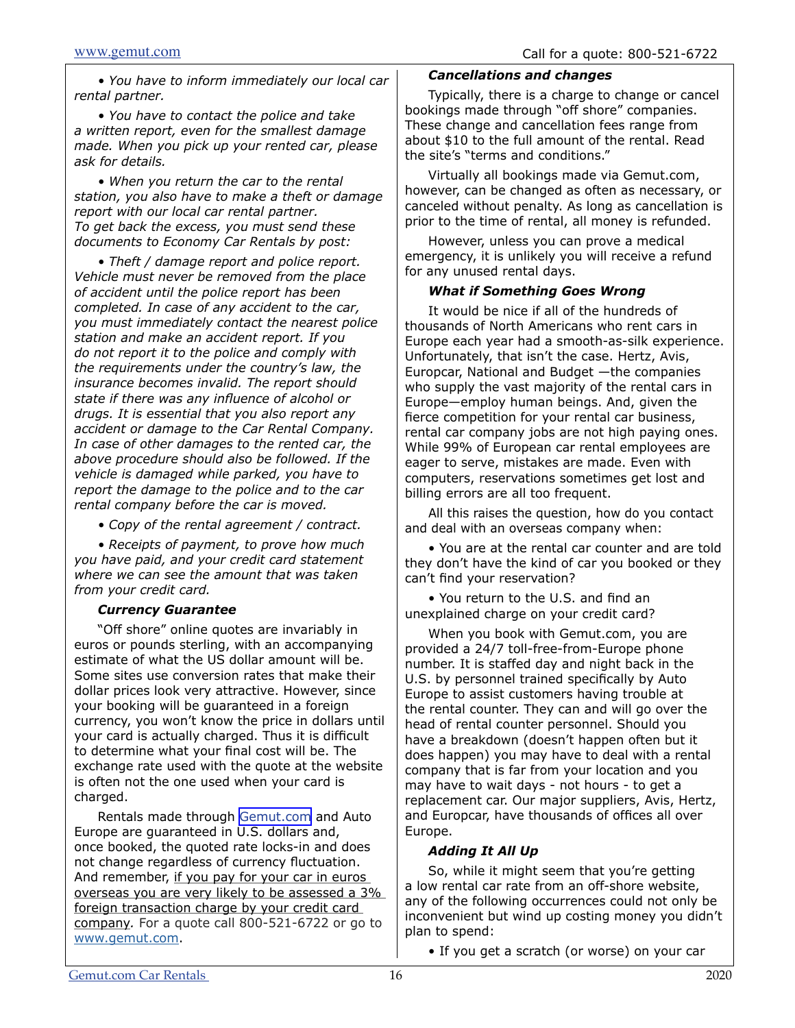*• You have to inform immediately our local car rental partner.*

*• You have to contact the police and take a written report, even for the smallest damage made. When you pick up your rented car, please ask for details.*

*• When you return the car to the rental station, you also have to make a theft or damage report with our local car rental partner. To get back the excess, you must send these documents to Economy Car Rentals by post:*

*• Theft / damage report and police report. Vehicle must never be removed from the place of accident until the police report has been completed. In case of any accident to the car, you must immediately contact the nearest police station and make an accident report. If you do not report it to the police and comply with the requirements under the country's law, the insurance becomes invalid. The report should state if there was any influence of alcohol or drugs. It is essential that you also report any accident or damage to the Car Rental Company. In case of other damages to the rented car, the above procedure should also be followed. If the vehicle is damaged while parked, you have to report the damage to the police and to the car rental company before the car is moved.*

*• Copy of the rental agreement / contract.*

*• Receipts of payment, to prove how much you have paid, and your credit card statement where we can see the amount that was taken from your credit card.*

***Currency Guarantee***

"Off shore" online quotes are invariably in euros or pounds sterling, with an accompanying estimate of what the US dollar amount will be. Some sites use conversion rates that make their dollar prices look very attractive. However, since your booking will be guaranteed in a foreign currency, you won't know the price in dollars until your card is actually charged. Thus it is difficult to determine what your final cost will be. The exchange rate used with the quote at the website is often not the one used when your card is charged.

Rentals made through Gemut.com and Auto Europe are guaranteed in U.S. dollars and, once booked, the quoted rate locks-in and does not change regardless of currency fluctuation. And remember, <u>if you pay for your car in euros overseas you are very likely to be assessed a 3% foreign transaction charge by your credit card company</u>*.* For a quote call 800-521-6722 or go to www.gemut.com.

***Cancellations and changes***

Typically, there is a charge to change or cancel bookings made through "off shore" companies. These change and cancellation fees range from about $10 to the full amount of the rental. Read the site's "terms and conditions."

Virtually all bookings made via Gemut.com, however, can be changed as often as necessary, or canceled without penalty. As long as cancellation is prior to the time of rental, all money is refunded.

However, unless you can prove a medical emergency, it is unlikely you will receive a refund for any unused rental days.

***What if Something Goes Wrong***

It would be nice if all of the hundreds of thousands of North Americans who rent cars in Europe each year had a smooth-as-silk experience. Unfortunately, that isn't the case. Hertz, Avis, Europcar, National and Budget —the companies who supply the vast majority of the rental cars in Europe—employ human beings. And, given the fierce competition for your rental car business, rental car company jobs are not high paying ones. While 99% of European car rental employees are eager to serve, mistakes are made. Even with computers, reservations sometimes get lost and billing errors are all too frequent.

All this raises the question, how do you contact and deal with an overseas company when:

• You are at the rental car counter and are told they don't have the kind of car you booked or they can't find your reservation?

• You return to the U.S. and find an unexplained charge on your credit card?

When you book with Gemut.com, you are provided a 24/7 toll-free-from-Europe phone number. It is staffed day and night back in the U.S. by personnel trained specifically by Auto Europe to assist customers having trouble at the rental counter. They can and will go over the head of rental counter personnel. Should you have a breakdown (doesn't happen often but it does happen) you may have to deal with a rental company that is far from your location and you may have to wait days - not hours - to get a replacement car. Our major suppliers, Avis, Hertz, and Europcar, have thousands of offices all over Europe.

***Adding It All Up***

So, while it might seem that you're getting a low rental car rate from an off-shore website, any of the following occurrences could not only be inconvenient but wind up costing money you didn't plan to spend:

• If you get a scratch (or worse) on your car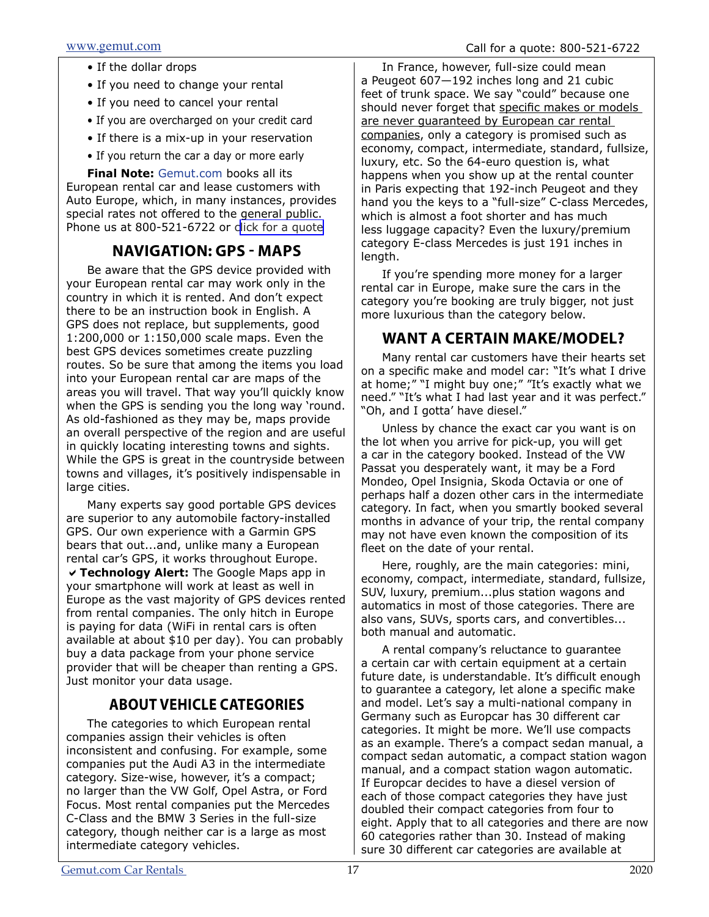- If the dollar drops
- If you need to change your rental
- If you need to cancel your rental
- If you are overcharged on your credit card
- If there is a mix-up in your reservation
- If you return the car a day or more early

**Final Note:** Gemut.com books all its European rental car and lease customers with Auto Europe, which, in many instances, provides special rates not offered to the general public. Phone us at 800-521-6722 or click for a quote

## NAVIGATION: GPS - MAPS

Be aware that the GPS device provided with your European rental car may work only in the country in which it is rented. And don't expect there to be an instruction book in English. A GPS does not replace, but supplements, good 1:200,000 or 1:150,000 scale maps. Even the best GPS devices sometimes create puzzling routes. So be sure that among the items you load into your European rental car are maps of the areas you will travel. That way you'll quickly know when the GPS is sending you the long way 'round. As old-fashioned as they may be, maps provide an overall perspective of the region and are useful in quickly locating interesting towns and sights. While the GPS is great in the countryside between towns and villages, it's positively indispensable in large cities.

Many experts say good portable GPS devices are superior to any automobile factory-installed GPS. Our own experience with a Garmin GPS bears that out...and, unlike many a European rental car's GPS, it works throughout Europe.

✔ **Technology Alert:** The Google Maps app in your smartphone will work at least as well in Europe as the vast majority of GPS devices rented from rental companies. The only hitch in Europe is paying for data (WiFi in rental cars is often available at about $10 per day). You can probably buy a data package from your phone service provider that will be cheaper than renting a GPS. Just monitor your data usage.

## ABOUT VEHICLE CATEGORIES

The categories to which European rental companies assign their vehicles is often inconsistent and confusing. For example, some companies put the Audi A3 in the intermediate category. Size-wise, however, it's a compact; no larger than the VW Golf, Opel Astra, or Ford Focus. Most rental companies put the Mercedes C-Class and the BMW 3 Series in the full-size category, though neither car is a large as most intermediate category vehicles.

In France, however, full-size could mean a Peugeot 607—192 inches long and 21 cubic feet of trunk space. We say "could" because one should never forget that specific makes or models are never guaranteed by European car rental companies, only a category is promised such as economy, compact, intermediate, standard, fullsize, luxury, etc. So the 64-euro question is, what happens when you show up at the rental counter in Paris expecting that 192-inch Peugeot and they hand you the keys to a "full-size" C-class Mercedes, which is almost a foot shorter and has much less luggage capacity? Even the luxury/premium category E-class Mercedes is just 191 inches in length.

If you're spending more money for a larger rental car in Europe, make sure the cars in the category you're booking are truly bigger, not just more luxurious than the category below.

## WANT A CERTAIN MAKE/MODEL?

Many rental car customers have their hearts set on a specific make and model car: "It's what I drive at home;" "I might buy one;" "It's exactly what we need." "It's what I had last year and it was perfect." "Oh, and I gotta' have diesel."

Unless by chance the exact car you want is on the lot when you arrive for pick-up, you will get a car in the category booked. Instead of the VW Passat you desperately want, it may be a Ford Mondeo, Opel Insignia, Skoda Octavia or one of perhaps half a dozen other cars in the intermediate category. In fact, when you smartly booked several months in advance of your trip, the rental company may not have even known the composition of its fleet on the date of your rental.

Here, roughly, are the main categories: mini, economy, compact, intermediate, standard, fullsize, SUV, luxury, premium...plus station wagons and automatics in most of those categories. There are also vans, SUVs, sports cars, and convertibles... both manual and automatic.

A rental company's reluctance to guarantee a certain car with certain equipment at a certain future date, is understandable. It's difficult enough to guarantee a category, let alone a specific make and model. Let's say a multi-national company in Germany such as Europcar has 30 different car categories. It might be more. We'll use compacts as an example. There's a compact sedan manual, a compact sedan automatic, a compact station wagon manual, and a compact station wagon automatic. If Europcar decides to have a diesel version of each of those compact categories they have just doubled their compact categories from four to eight. Apply that to all categories and there are now 60 categories rather than 30. Instead of making sure 30 different car categories are available at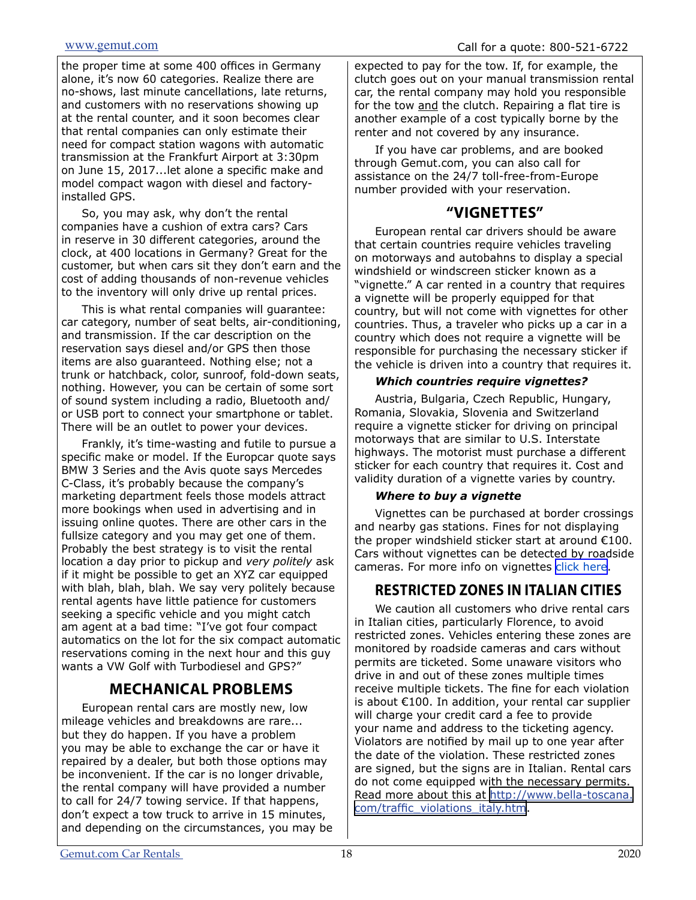the proper time at some 400 offices in Germany alone, it's now 60 categories. Realize there are no-shows, last minute cancellations, late returns, and customers with no reservations showing up at the rental counter, and it soon becomes clear that rental companies can only estimate their need for compact station wagons with automatic transmission at the Frankfurt Airport at 3:30pm on June 15, 2017...let alone a specific make and model compact wagon with diesel and factory-installed GPS.

So, you may ask, why don't the rental companies have a cushion of extra cars? Cars in reserve in 30 different categories, around the clock, at 400 locations in Germany? Great for the customer, but when cars sit they don't earn and the cost of adding thousands of non-revenue vehicles to the inventory will only drive up rental prices.

This is what rental companies will guarantee: car category, number of seat belts, air-conditioning, and transmission. If the car description on the reservation says diesel and/or GPS then those items are also guaranteed. Nothing else; not a trunk or hatchback, color, sunroof, fold-down seats, nothing. However, you can be certain of some sort of sound system including a radio, Bluetooth and/or USB port to connect your smartphone or tablet. There will be an outlet to power your devices.

Frankly, it's time-wasting and futile to pursue a specific make or model. If the Europcar quote says BMW 3 Series and the Avis quote says Mercedes C-Class, it's probably because the company's marketing department feels those models attract more bookings when used in advertising and in issuing online quotes. There are other cars in the fullsize category and you may get one of them. Probably the best strategy is to visit the rental location a day prior to pickup and *very politely* ask if it might be possible to get an XYZ car equipped with blah, blah, blah. We say very politely because rental agents have little patience for customers seeking a specific vehicle and you might catch am agent at a bad time: "I've got four compact automatics on the lot for the six compact automatic reservations coming in the next hour and this guy wants a VW Golf with Turbodiesel and GPS?"

## MECHANICAL PROBLEMS

European rental cars are mostly new, low mileage vehicles and breakdowns are rare... but they do happen. If you have a problem you may be able to exchange the car or have it repaired by a dealer, but both those options may be inconvenient. If the car is no longer drivable, the rental company will have provided a number to call for 24/7 towing service. If that happens, don't expect a tow truck to arrive in 15 minutes, and depending on the circumstances, you may be expected to pay for the tow. If, for example, the clutch goes out on your manual transmission rental car, the rental company may hold you responsible for the tow and the clutch. Repairing a flat tire is another example of a cost typically borne by the renter and not covered by any insurance.

If you have car problems, and are booked through Gemut.com, you can also call for assistance on the 24/7 toll-free-from-Europe number provided with your reservation.

## "VIGNETTES"

European rental car drivers should be aware that certain countries require vehicles traveling on motorways and autobahns to display a special windshield or windscreen sticker known as a "vignette." A car rented in a country that requires a vignette will be properly equipped for that country, but will not come with vignettes for other countries. Thus, a traveler who picks up a car in a country which does not require a vignette will be responsible for purchasing the necessary sticker if the vehicle is driven into a country that requires it.

***Which countries require vignettes?***

Austria, Bulgaria, Czech Republic, Hungary, Romania, Slovakia, Slovenia and Switzerland require a vignette sticker for driving on principal motorways that are similar to U.S. Interstate highways. The motorist must purchase a different sticker for each country that requires it. Cost and validity duration of a vignette varies by country.

***Where to buy a vignette***

Vignettes can be purchased at border crossings and nearby gas stations. Fines for not displaying the proper windshield sticker start at around €100. Cars without vignettes can be detected by roadside cameras. For more info on vignettes click here.

## RESTRICTED ZONES IN ITALIAN CITIES

We caution all customers who drive rental cars in Italian cities, particularly Florence, to avoid restricted zones. Vehicles entering these zones are monitored by roadside cameras and cars without permits are ticketed. Some unaware visitors who drive in and out of these zones multiple times receive multiple tickets. The fine for each violation is about €100. In addition, your rental car supplier will charge your credit card a fee to provide your name and address to the ticketing agency. Violators are notified by mail up to one year after the date of the violation. These restricted zones are signed, but the signs are in Italian. Rental cars do not come equipped with the necessary permits. Read more about this at http://www.bella-toscana.com/traffic_violations_italy.htm.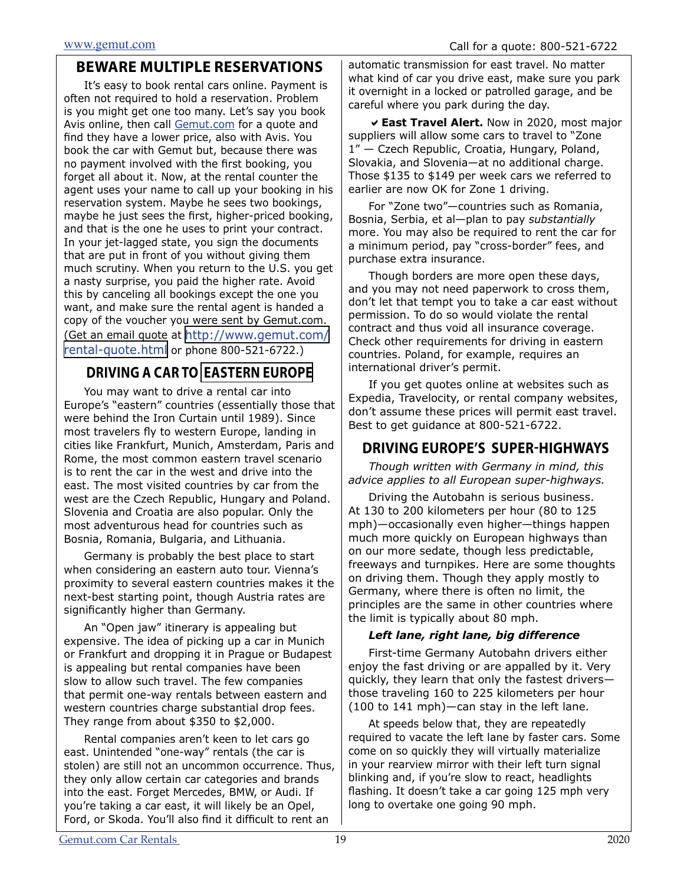## BEWARE MULTIPLE RESERVATIONS

It's easy to book rental cars online. Payment is often not required to hold a reservation. Problem is you might get one too many. Let's say you book Avis online, then call Gemut.com for a quote and find they have a lower price, also with Avis. You book the car with Gemut but, because there was no payment involved with the first booking, you forget all about it. Now, at the rental counter the agent uses your name to call up your booking in his reservation system. Maybe he sees two bookings, maybe he just sees the first, higher-priced booking, and that is the one he uses to print your contract. In your jet-lagged state, you sign the documents that are put in front of you without giving them much scrutiny. When you return to the U.S. you get a nasty surprise, you paid the higher rate. Avoid this by canceling all bookings except the one you want, and make sure the rental agent is handed a copy of the voucher you were sent by Gemut.com. (Get an email quote at http://www.gemut.com/rental-quote.html or phone 800-521-6722.)

## DRIVING A CAR TO EASTERN EUROPE

You may want to drive a rental car into Europe's "eastern" countries (essentially those that were behind the Iron Curtain until 1989). Since most travelers fly to western Europe, landing in cities like Frankfurt, Munich, Amsterdam, Paris and Rome, the most common eastern travel scenario is to rent the car in the west and drive into the east. The most visited countries by car from the west are the Czech Republic, Hungary and Poland. Slovenia and Croatia are also popular. Only the most adventurous head for countries such as Bosnia, Romania, Bulgaria, and Lithuania.

Germany is probably the best place to start when considering an eastern auto tour. Vienna's proximity to several eastern countries makes it the next-best starting point, though Austria rates are significantly higher than Germany.

An "Open jaw" itinerary is appealing but expensive. The idea of picking up a car in Munich or Frankfurt and dropping it in Prague or Budapest is appealing but rental companies have been slow to allow such travel. The few companies that permit one-way rentals between eastern and western countries charge substantial drop fees. They range from about $350 to $2,000.

Rental companies aren't keen to let cars go east. Unintended "one-way" rentals (the car is stolen) are still not an uncommon occurrence. Thus, they only allow certain car categories and brands into the east. Forget Mercedes, BMW, or Audi. If you're taking a car east, it will likely be an Opel, Ford, or Skoda. You'll also find it difficult to rent an automatic transmission for east travel. No matter what kind of car you drive east, make sure you park it overnight in a locked or patrolled garage, and be careful where you park during the day.

✔ **East Travel Alert.** Now in 2020, most major suppliers will allow some cars to travel to "Zone 1" — Czech Republic, Croatia, Hungary, Poland, Slovakia, and Slovenia—at no additional charge. Those $135 to $149 per week cars we referred to earlier are now OK for Zone 1 driving.

For "Zone two"—countries such as Romania, Bosnia, Serbia, et al—plan to pay *substantially* more. You may also be required to rent the car for a minimum period, pay "cross-border" fees, and purchase extra insurance.

Though borders are more open these days, and you may not need paperwork to cross them, don't let that tempt you to take a car east without permission. To do so would violate the rental contract and thus void all insurance coverage. Check other requirements for driving in eastern countries. Poland, for example, requires an international driver's permit.

If you get quotes online at websites such as Expedia, Travelocity, or rental company websites, don't assume these prices will permit east travel. Best to get guidance at 800-521-6722.

## DRIVING EUROPE'S SUPER-HIGHWAYS

*Though written with Germany in mind, this advice applies to all European super-highways.*

Driving the Autobahn is serious business. At 130 to 200 kilometers per hour (80 to 125 mph)—occasionally even higher—things happen much more quickly on European highways than on our more sedate, though less predictable, freeways and turnpikes. Here are some thoughts on driving them. Though they apply mostly to Germany, where there is often no limit, the principles are the same in other countries where the limit is typically about 80 mph.

***Left lane, right lane, big difference***

First-time Germany Autobahn drivers either enjoy the fast driving or are appalled by it. Very quickly, they learn that only the fastest drivers—those traveling 160 to 225 kilometers per hour (100 to 141 mph)—can stay in the left lane.

At speeds below that, they are repeatedly required to vacate the left lane by faster cars. Some come on so quickly they will virtually materialize in your rearview mirror with their left turn signal blinking and, if you're slow to react, headlights flashing. It doesn't take a car going 125 mph very long to overtake one going 90 mph.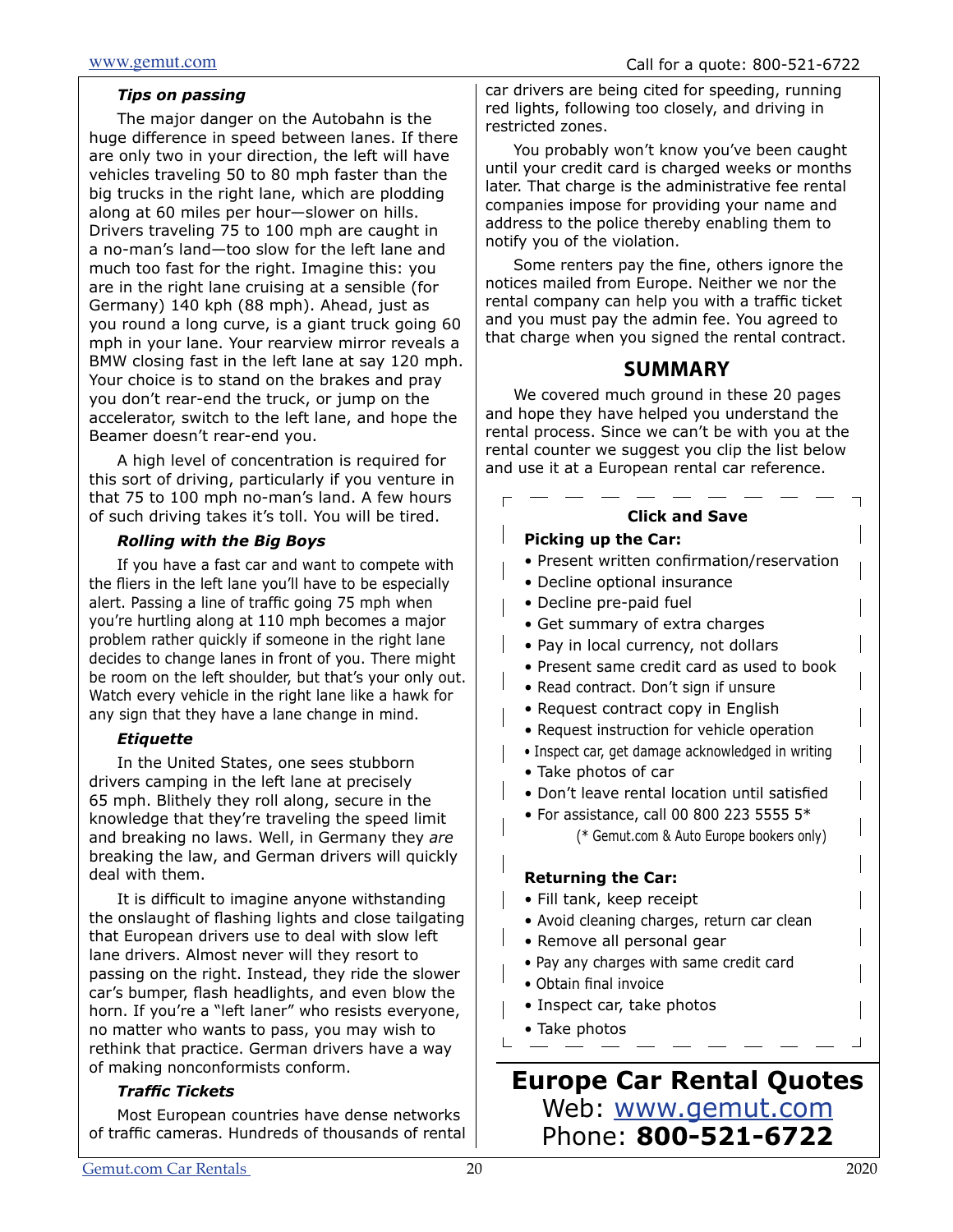### *Tips on passing*

The major danger on the Autobahn is the huge difference in speed between lanes. If there are only two in your direction, the left will have vehicles traveling 50 to 80 mph faster than the big trucks in the right lane, which are plodding along at 60 miles per hour—slower on hills. Drivers traveling 75 to 100 mph are caught in a no-man's land—too slow for the left lane and much too fast for the right. Imagine this: you are in the right lane cruising at a sensible (for Germany) 140 kph (88 mph). Ahead, just as you round a long curve, is a giant truck going 60 mph in your lane. Your rearview mirror reveals a BMW closing fast in the left lane at say 120 mph. Your choice is to stand on the brakes and pray you don't rear-end the truck, or jump on the accelerator, switch to the left lane, and hope the Beamer doesn't rear-end you.

A high level of concentration is required for this sort of driving, particularly if you venture in that 75 to 100 mph no-man's land. A few hours of such driving takes it's toll. You will be tired.

### *Rolling with the Big Boys*

If you have a fast car and want to compete with the fliers in the left lane you'll have to be especially alert. Passing a line of traffic going 75 mph when you're hurtling along at 110 mph becomes a major problem rather quickly if someone in the right lane decides to change lanes in front of you. There might be room on the left shoulder, but that's your only out. Watch every vehicle in the right lane like a hawk for any sign that they have a lane change in mind.

### *Etiquette*

In the United States, one sees stubborn drivers camping in the left lane at precisely 65 mph. Blithely they roll along, secure in the knowledge that they're traveling the speed limit and breaking no laws. Well, in Germany they *are* breaking the law, and German drivers will quickly deal with them.

It is difficult to imagine anyone withstanding the onslaught of flashing lights and close tailgating that European drivers use to deal with slow left lane drivers. Almost never will they resort to passing on the right. Instead, they ride the slower car's bumper, flash headlights, and even blow the horn. If you're a "left laner" who resists everyone, no matter who wants to pass, you may wish to rethink that practice. German drivers have a way of making nonconformists conform.

### *Traffic Tickets*

Most European countries have dense networks of traffic cameras. Hundreds of thousands of rental car drivers are being cited for speeding, running red lights, following too closely, and driving in restricted zones.

You probably won't know you've been caught until your credit card is charged weeks or months later. That charge is the administrative fee rental companies impose for providing your name and address to the police thereby enabling them to notify you of the violation.

Some renters pay the fine, others ignore the notices mailed from Europe. Neither we nor the rental company can help you with a traffic ticket and you must pay the admin fee. You agreed to that charge when you signed the rental contract.

## SUMMARY

We covered much ground in these 20 pages and hope they have helped you understand the rental process. Since we can't be with you at the rental counter we suggest you clip the list below and use it at a European rental car reference.

**Click and Save**

**Picking up the Car:**

- Present written confirmation/reservation
- Decline optional insurance
- Decline pre-paid fuel
- Get summary of extra charges
- Pay in local currency, not dollars
- Present same credit card as used to book
- Read contract. Don't sign if unsure
- Request contract copy in English
- Request instruction for vehicle operation
- Inspect car, get damage acknowledged in writing
- Take photos of car
- Don't leave rental location until satisfied
- For assistance, call 00 800 223 5555 5*

(* Gemut.com & Auto Europe bookers only)

**Returning the Car:**

- Fill tank, keep receipt
- Avoid cleaning charges, return car clean
- Remove all personal gear
- Pay any charges with same credit card
- Obtain final invoice
- Inspect car, take photos
- Take photos

**Europe Car Rental Quotes**

Web: www.gemut.com

Phone: **800-521-6722**